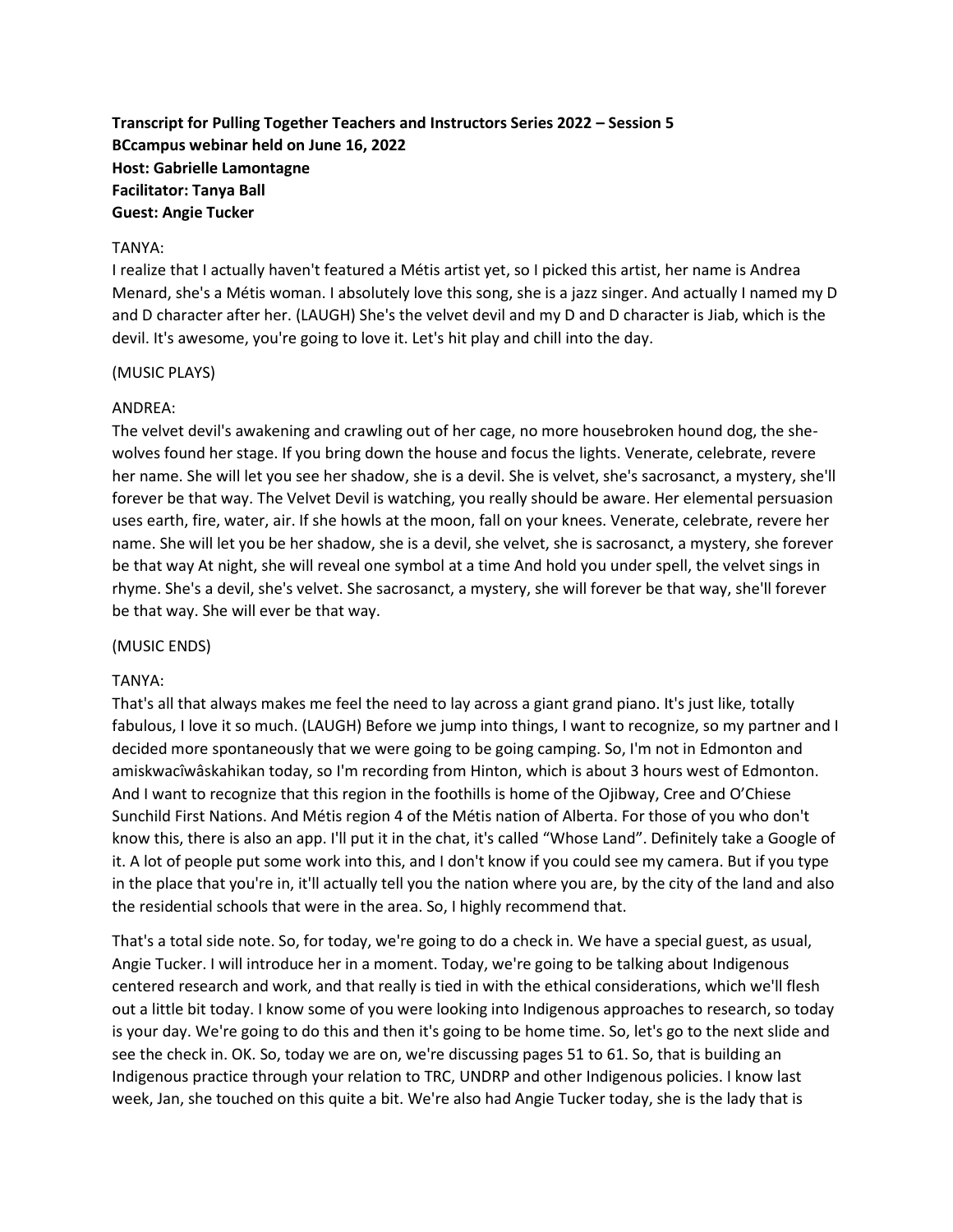**Transcript for Pulling Together Teachers and Instructors Series 2022 – Session 5**
**BCcampus webinar held on June 16, 2022**
**Host: Gabrielle Lamontagne**
**Facilitator: Tanya Ball**
**Guest: Angie Tucker**

TANYA:
I realize that I actually haven't featured a Métis artist yet, so I picked this artist, her name is Andrea Menard, she's a Métis woman. I absolutely love this song, she is a jazz singer. And actually I named my D and D character after her. (LAUGH) She's the velvet devil and my D and D character is Jiab, which is the devil. It's awesome, you're going to love it. Let's hit play and chill into the day.

(MUSIC PLAYS)

ANDREA:
The velvet devil's awakening and crawling out of her cage, no more housebroken hound dog, the she-wolves found her stage. If you bring down the house and focus the lights. Venerate, celebrate, revere her name. She will let you see her shadow, she is a devil. She is velvet, she's sacrosanct, a mystery, she'll forever be that way. The Velvet Devil is watching, you really should be aware. Her elemental persuasion uses earth, fire, water, air. If she howls at the moon, fall on your knees. Venerate, celebrate, revere her name. She will let you be her shadow, she is a devil, she velvet, she is sacrosanct, a mystery, she forever be that way At night, she will reveal one symbol at a time And hold you under spell, the velvet sings in rhyme. She's a devil, she's velvet. She sacrosanct, a mystery, she will forever be that way, she'll forever be that way. She will ever be that way.

(MUSIC ENDS)

TANYA:
That's all that always makes me feel the need to lay across a giant grand piano. It's just like, totally fabulous, I love it so much. (LAUGH) Before we jump into things, I want to recognize, so my partner and I decided more spontaneously that we were going to be going camping. So, I'm not in Edmonton and amiskwacîwâskahikan today, so I'm recording from Hinton, which is about 3 hours west of Edmonton. And I want to recognize that this region in the foothills is home of the Ojibway, Cree and O'Chiese Sunchild First Nations. And Métis region 4 of the Métis nation of Alberta. For those of you who don't know this, there is also an app. I'll put it in the chat, it's called "Whose Land". Definitely take a Google of it. A lot of people put some work into this, and I don't know if you could see my camera. But if you type in the place that you're in, it'll actually tell you the nation where you are, by the city of the land and also the residential schools that were in the area. So, I highly recommend that.

That's a total side note. So, for today, we're going to do a check in. We have a special guest, as usual, Angie Tucker. I will introduce her in a moment. Today, we're going to be talking about Indigenous centered research and work, and that really is tied in with the ethical considerations, which we'll flesh out a little bit today. I know some of you were looking into Indigenous approaches to research, so today is your day. We're going to do this and then it's going to be home time. So, let's go to the next slide and see the check in. OK. So, today we are on, we're discussing pages 51 to 61. So, that is building an Indigenous practice through your relation to TRC, UNDRP and other Indigenous policies. I know last week, Jan, she touched on this quite a bit. We're also had Angie Tucker today, she is the lady that is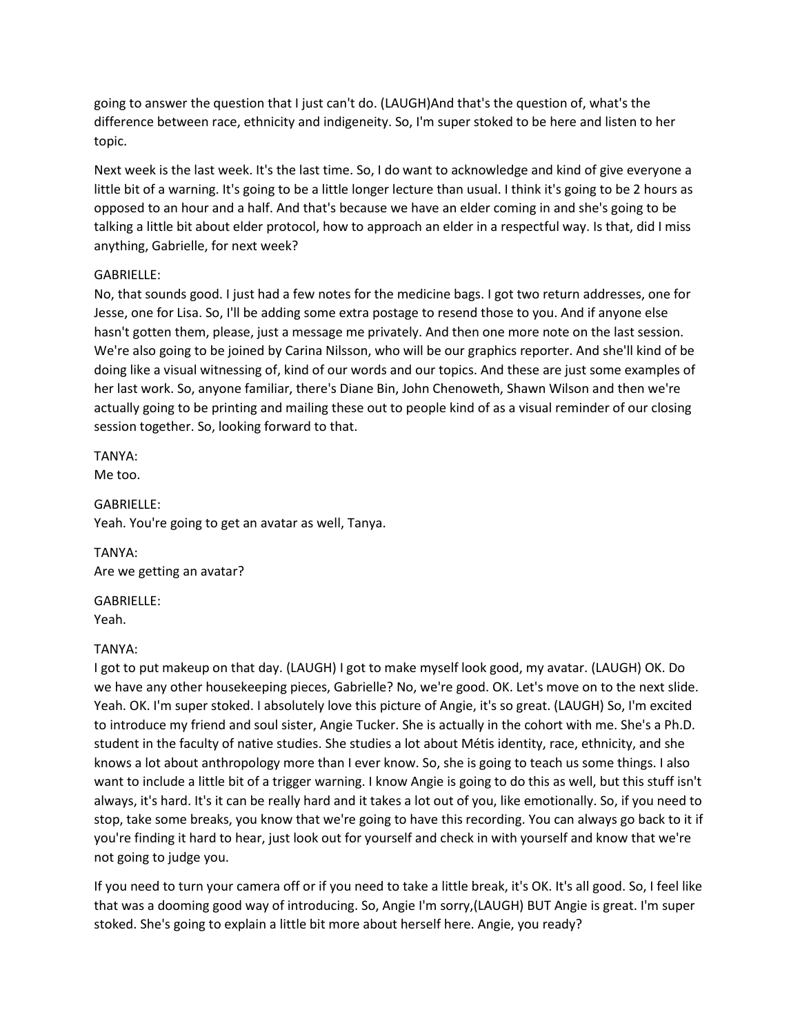going to answer the question that I just can't do. (LAUGH)And that's the question of, what's the difference between race, ethnicity and indigeneity. So, I'm super stoked to be here and listen to her topic.

Next week is the last week. It's the last time. So, I do want to acknowledge and kind of give everyone a little bit of a warning. It's going to be a little longer lecture than usual. I think it's going to be 2 hours as opposed to an hour and a half. And that's because we have an elder coming in and she's going to be talking a little bit about elder protocol, how to approach an elder in a respectful way. Is that, did I miss anything, Gabrielle, for next week?

GABRIELLE:
No, that sounds good. I just had a few notes for the medicine bags. I got two return addresses, one for Jesse, one for Lisa. So, I'll be adding some extra postage to resend those to you. And if anyone else hasn't gotten them, please, just a message me privately. And then one more note on the last session. We're also going to be joined by Carina Nilsson, who will be our graphics reporter. And she'll kind of be doing like a visual witnessing of, kind of our words and our topics. And these are just some examples of her last work. So, anyone familiar, there's Diane Bin, John Chenoweth, Shawn Wilson and then we're actually going to be printing and mailing these out to people kind of as a visual reminder of our closing session together. So, looking forward to that.

TANYA:
Me too.

GABRIELLE:
Yeah. You're going to get an avatar as well, Tanya.

TANYA:
Are we getting an avatar?

GABRIELLE:
Yeah.

TANYA:
I got to put makeup on that day. (LAUGH) I got to make myself look good, my avatar. (LAUGH) OK. Do we have any other housekeeping pieces, Gabrielle? No, we're good. OK. Let's move on to the next slide. Yeah. OK. I'm super stoked. I absolutely love this picture of Angie, it's so great. (LAUGH) So, I'm excited to introduce my friend and soul sister, Angie Tucker. She is actually in the cohort with me. She's a Ph.D. student in the faculty of native studies. She studies a lot about Métis identity, race, ethnicity, and she knows a lot about anthropology more than I ever know. So, she is going to teach us some things. I also want to include a little bit of a trigger warning. I know Angie is going to do this as well, but this stuff isn't always, it's hard. It's it can be really hard and it takes a lot out of you, like emotionally. So, if you need to stop, take some breaks, you know that we're going to have this recording. You can always go back to it if you're finding it hard to hear, just look out for yourself and check in with yourself and know that we're not going to judge you.

If you need to turn your camera off or if you need to take a little break, it's OK. It's all good. So, I feel like that was a dooming good way of introducing. So, Angie I'm sorry,(LAUGH) BUT Angie is great. I'm super stoked. She's going to explain a little bit more about herself here. Angie, you ready?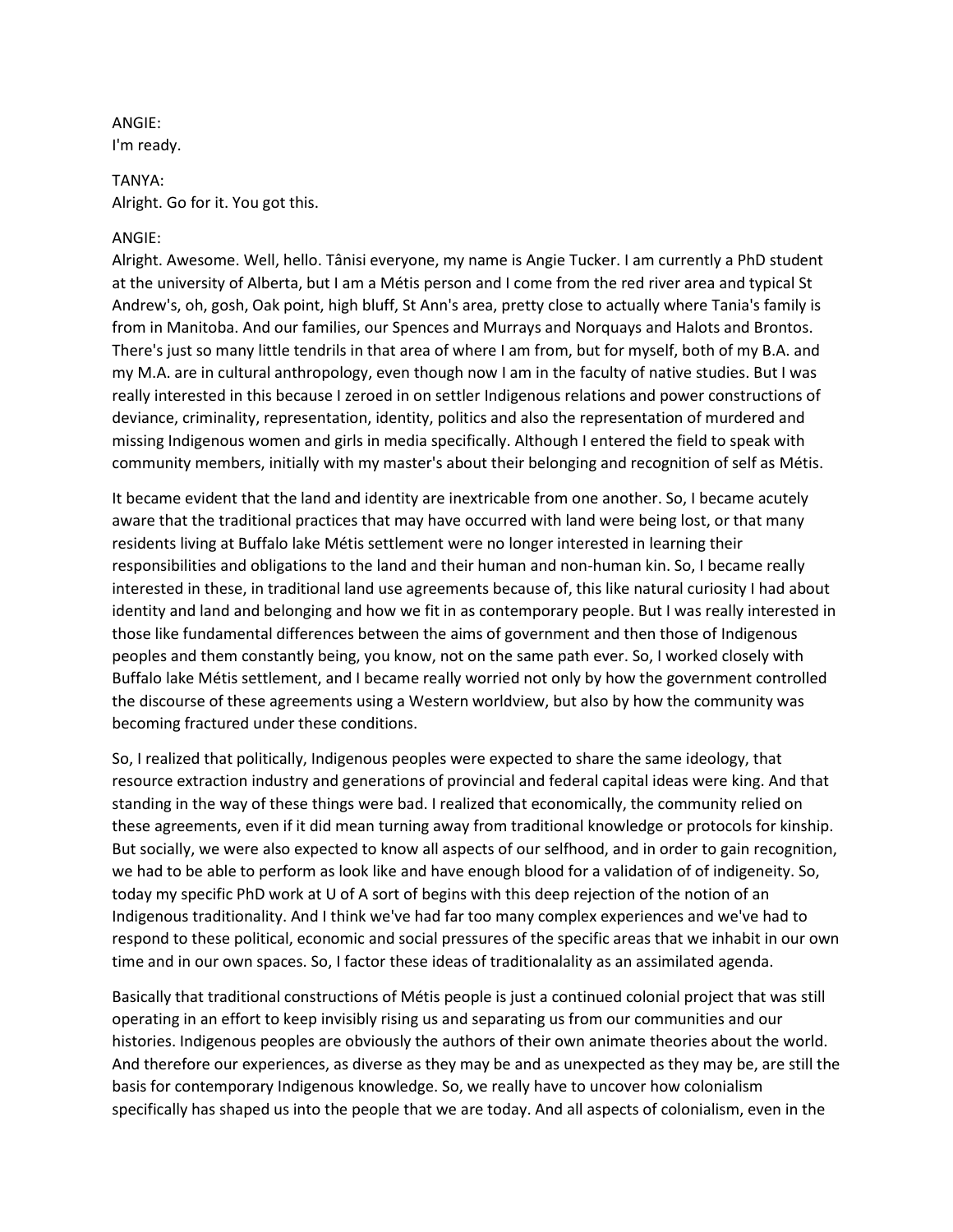ANGIE:
I'm ready.

TANYA:
Alright. Go for it. You got this.

ANGIE:
Alright. Awesome. Well, hello. Tânisi everyone, my name is Angie Tucker. I am currently a PhD student at the university of Alberta, but I am a Métis person and I come from the red river area and typical St Andrew's, oh, gosh, Oak point, high bluff, St Ann's area, pretty close to actually where Tania's family is from in Manitoba. And our families, our Spences and Murrays and Norquays and Halots and Brontos. There's just so many little tendrils in that area of where I am from, but for myself, both of my B.A. and my M.A. are in cultural anthropology, even though now I am in the faculty of native studies. But I was really interested in this because I zeroed in on settler Indigenous relations and power constructions of deviance, criminality, representation, identity, politics and also the representation of murdered and missing Indigenous women and girls in media specifically. Although I entered the field to speak with community members, initially with my master's about their belonging and recognition of self as Métis.

It became evident that the land and identity are inextricable from one another. So, I became acutely aware that the traditional practices that may have occurred with land were being lost, or that many residents living at Buffalo lake Métis settlement were no longer interested in learning their responsibilities and obligations to the land and their human and non-human kin. So, I became really interested in these, in traditional land use agreements because of, this like natural curiosity I had about identity and land and belonging and how we fit in as contemporary people. But I was really interested in those like fundamental differences between the aims of government and then those of Indigenous peoples and them constantly being, you know, not on the same path ever. So, I worked closely with Buffalo lake Métis settlement, and I became really worried not only by how the government controlled the discourse of these agreements using a Western worldview, but also by how the community was becoming fractured under these conditions.

So, I realized that politically, Indigenous peoples were expected to share the same ideology, that resource extraction industry and generations of provincial and federal capital ideas were king. And that standing in the way of these things were bad. I realized that economically, the community relied on these agreements, even if it did mean turning away from traditional knowledge or protocols for kinship. But socially, we were also expected to know all aspects of our selfhood, and in order to gain recognition, we had to be able to perform as look like and have enough blood for a validation of of indigeneity. So, today my specific PhD work at U of A sort of begins with this deep rejection of the notion of an Indigenous traditionality. And I think we've had far too many complex experiences and we've had to respond to these political, economic and social pressures of the specific areas that we inhabit in our own time and in our own spaces. So, I factor these ideas of traditionalality as an assimilated agenda.

Basically that traditional constructions of Métis people is just a continued colonial project that was still operating in an effort to keep invisibly rising us and separating us from our communities and our histories. Indigenous peoples are obviously the authors of their own animate theories about the world. And therefore our experiences, as diverse as they may be and as unexpected as they may be, are still the basis for contemporary Indigenous knowledge. So, we really have to uncover how colonialism specifically has shaped us into the people that we are today. And all aspects of colonialism, even in the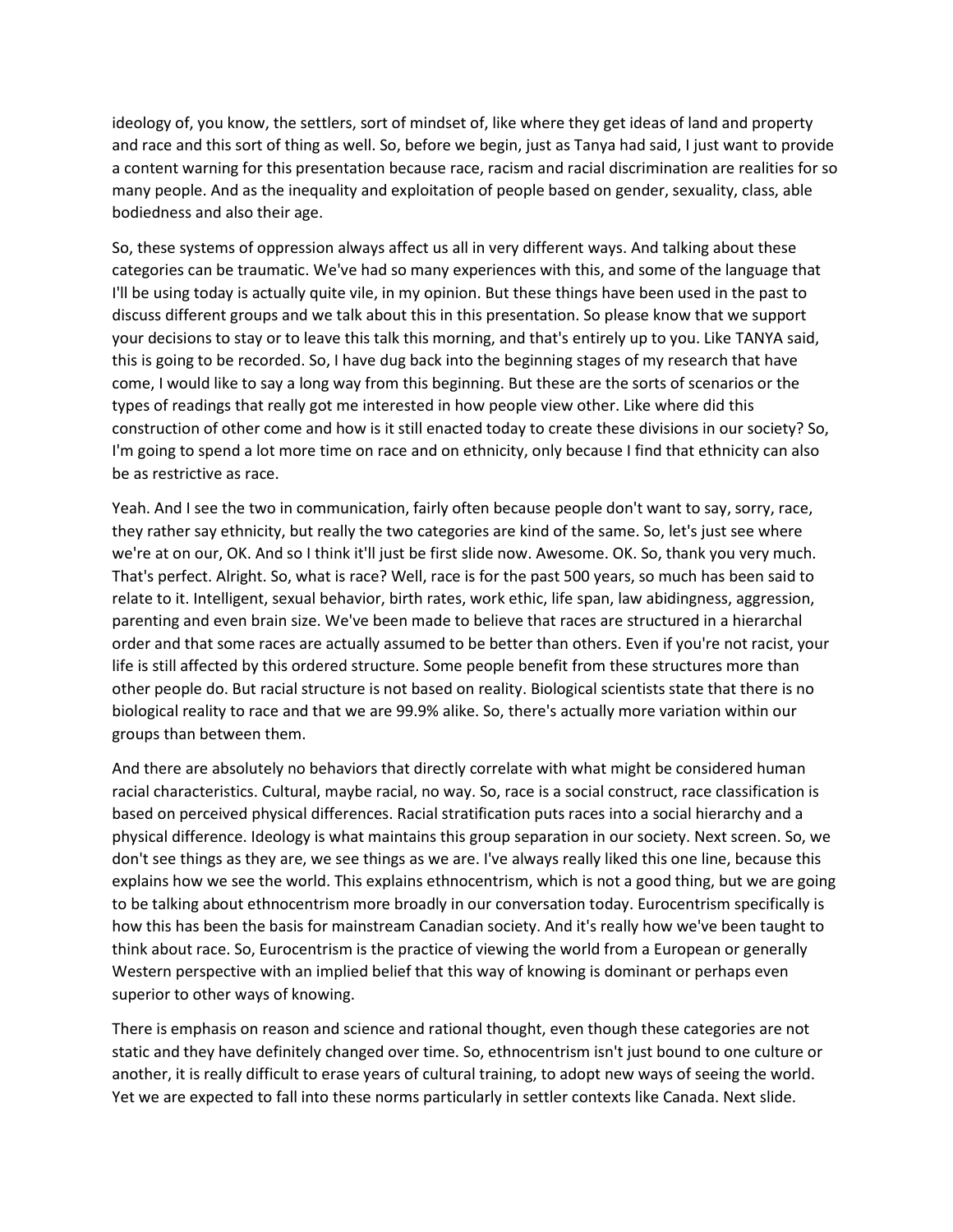ideology of, you know, the settlers, sort of mindset of, like where they get ideas of land and property and race and this sort of thing as well. So, before we begin, just as Tanya had said, I just want to provide a content warning for this presentation because race, racism and racial discrimination are realities for so many people. And as the inequality and exploitation of people based on gender, sexuality, class, able bodiedness and also their age.

So, these systems of oppression always affect us all in very different ways. And talking about these categories can be traumatic. We've had so many experiences with this, and some of the language that I'll be using today is actually quite vile, in my opinion. But these things have been used in the past to discuss different groups and we talk about this in this presentation. So please know that we support your decisions to stay or to leave this talk this morning, and that's entirely up to you. Like TANYA said, this is going to be recorded. So, I have dug back into the beginning stages of my research that have come, I would like to say a long way from this beginning. But these are the sorts of scenarios or the types of readings that really got me interested in how people view other. Like where did this construction of other come and how is it still enacted today to create these divisions in our society? So, I'm going to spend a lot more time on race and on ethnicity, only because I find that ethnicity can also be as restrictive as race.

Yeah. And I see the two in communication, fairly often because people don't want to say, sorry, race, they rather say ethnicity, but really the two categories are kind of the same. So, let's just see where we're at on our, OK. And so I think it'll just be first slide now. Awesome. OK. So, thank you very much. That's perfect. Alright. So, what is race? Well, race is for the past 500 years, so much has been said to relate to it. Intelligent, sexual behavior, birth rates, work ethic, life span, law abidingness, aggression, parenting and even brain size. We've been made to believe that races are structured in a hierarchal order and that some races are actually assumed to be better than others. Even if you're not racist, your life is still affected by this ordered structure. Some people benefit from these structures more than other people do. But racial structure is not based on reality. Biological scientists state that there is no biological reality to race and that we are 99.9% alike. So, there's actually more variation within our groups than between them.

And there are absolutely no behaviors that directly correlate with what might be considered human racial characteristics. Cultural, maybe racial, no way. So, race is a social construct, race classification is based on perceived physical differences. Racial stratification puts races into a social hierarchy and a physical difference. Ideology is what maintains this group separation in our society. Next screen. So, we don't see things as they are, we see things as we are. I've always really liked this one line, because this explains how we see the world. This explains ethnocentrism, which is not a good thing, but we are going to be talking about ethnocentrism more broadly in our conversation today. Eurocentrism specifically is how this has been the basis for mainstream Canadian society. And it's really how we've been taught to think about race. So, Eurocentrism is the practice of viewing the world from a European or generally Western perspective with an implied belief that this way of knowing is dominant or perhaps even superior to other ways of knowing.

There is emphasis on reason and science and rational thought, even though these categories are not static and they have definitely changed over time. So, ethnocentrism isn't just bound to one culture or another, it is really difficult to erase years of cultural training, to adopt new ways of seeing the world. Yet we are expected to fall into these norms particularly in settler contexts like Canada. Next slide.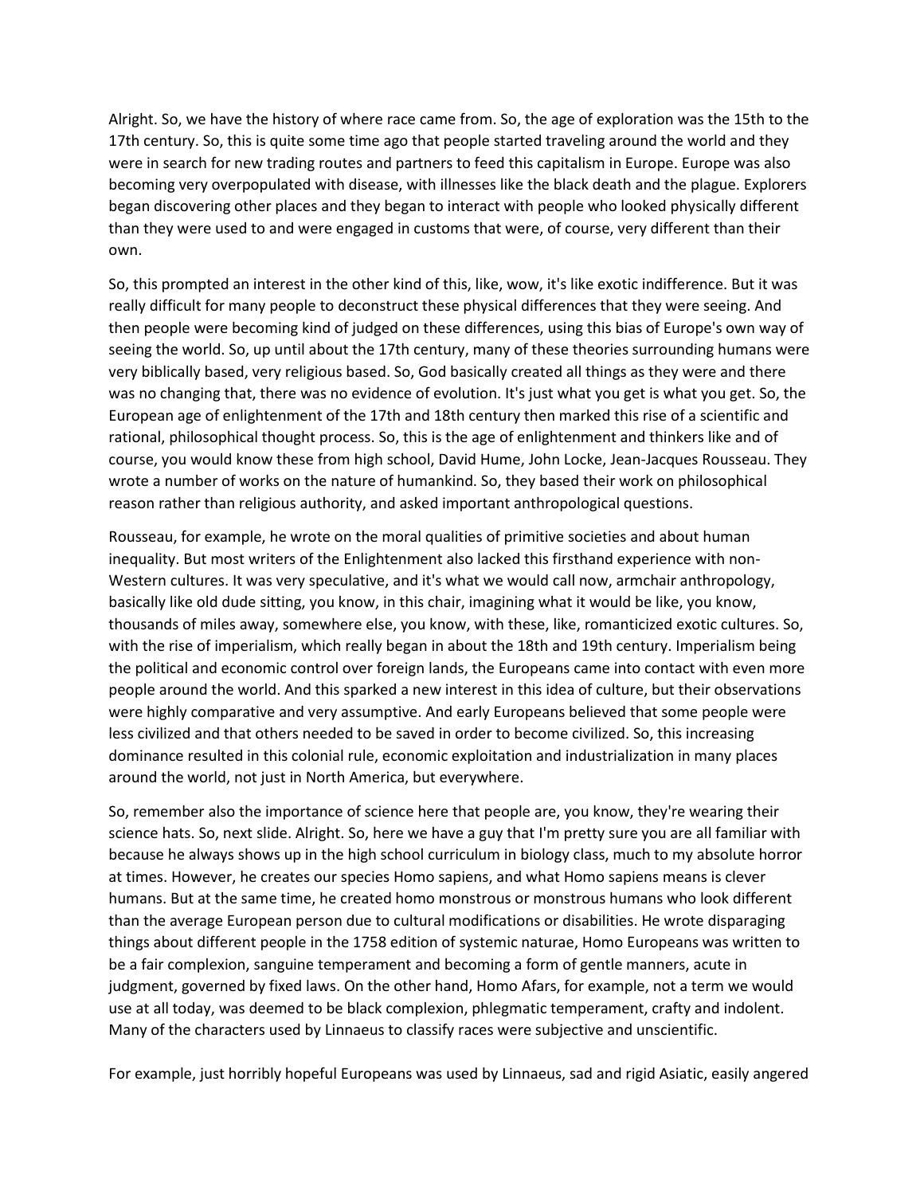Alright. So, we have the history of where race came from. So, the age of exploration was the 15th to the 17th century. So, this is quite some time ago that people started traveling around the world and they were in search for new trading routes and partners to feed this capitalism in Europe. Europe was also becoming very overpopulated with disease, with illnesses like the black death and the plague. Explorers began discovering other places and they began to interact with people who looked physically different than they were used to and were engaged in customs that were, of course, very different than their own.

So, this prompted an interest in the other kind of this, like, wow, it's like exotic indifference. But it was really difficult for many people to deconstruct these physical differences that they were seeing. And then people were becoming kind of judged on these differences, using this bias of Europe's own way of seeing the world. So, up until about the 17th century, many of these theories surrounding humans were very biblically based, very religious based. So, God basically created all things as they were and there was no changing that, there was no evidence of evolution. It's just what you get is what you get. So, the European age of enlightenment of the 17th and 18th century then marked this rise of a scientific and rational, philosophical thought process. So, this is the age of enlightenment and thinkers like and of course, you would know these from high school, David Hume, John Locke, Jean-Jacques Rousseau. They wrote a number of works on the nature of humankind. So, they based their work on philosophical reason rather than religious authority, and asked important anthropological questions.

Rousseau, for example, he wrote on the moral qualities of primitive societies and about human inequality. But most writers of the Enlightenment also lacked this firsthand experience with non-Western cultures. It was very speculative, and it's what we would call now, armchair anthropology, basically like old dude sitting, you know, in this chair, imagining what it would be like, you know, thousands of miles away, somewhere else, you know, with these, like, romanticized exotic cultures. So, with the rise of imperialism, which really began in about the 18th and 19th century. Imperialism being the political and economic control over foreign lands, the Europeans came into contact with even more people around the world. And this sparked a new interest in this idea of culture, but their observations were highly comparative and very assumptive. And early Europeans believed that some people were less civilized and that others needed to be saved in order to become civilized. So, this increasing dominance resulted in this colonial rule, economic exploitation and industrialization in many places around the world, not just in North America, but everywhere.

So, remember also the importance of science here that people are, you know, they're wearing their science hats. So, next slide. Alright. So, here we have a guy that I'm pretty sure you are all familiar with because he always shows up in the high school curriculum in biology class, much to my absolute horror at times. However, he creates our species Homo sapiens, and what Homo sapiens means is clever humans. But at the same time, he created homo monstrous or monstrous humans who look different than the average European person due to cultural modifications or disabilities. He wrote disparaging things about different people in the 1758 edition of systemic naturae, Homo Europeans was written to be a fair complexion, sanguine temperament and becoming a form of gentle manners, acute in judgment, governed by fixed laws. On the other hand, Homo Afars, for example, not a term we would use at all today, was deemed to be black complexion, phlegmatic temperament, crafty and indolent. Many of the characters used by Linnaeus to classify races were subjective and unscientific.

For example, just horribly hopeful Europeans was used by Linnaeus, sad and rigid Asiatic, easily angered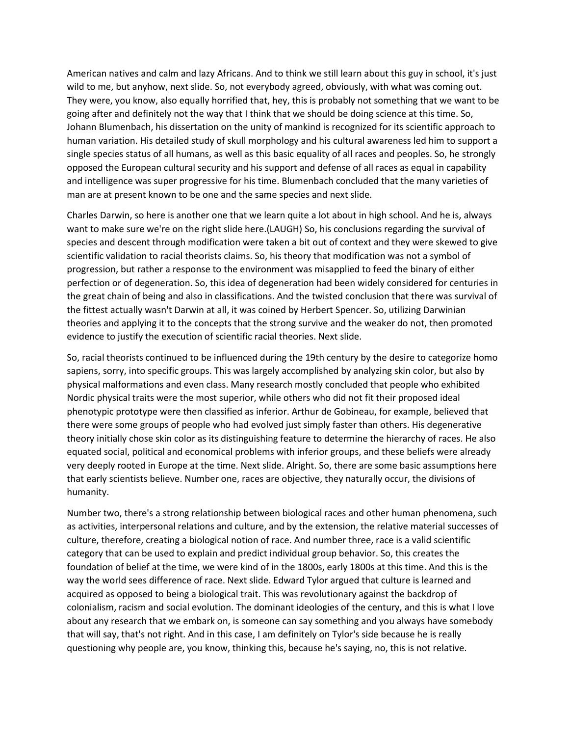American natives and calm and lazy Africans. And to think we still learn about this guy in school, it's just wild to me, but anyhow, next slide. So, not everybody agreed, obviously, with what was coming out. They were, you know, also equally horrified that, hey, this is probably not something that we want to be going after and definitely not the way that I think that we should be doing science at this time. So, Johann Blumenbach, his dissertation on the unity of mankind is recognized for its scientific approach to human variation. His detailed study of skull morphology and his cultural awareness led him to support a single species status of all humans, as well as this basic equality of all races and peoples. So, he strongly opposed the European cultural security and his support and defense of all races as equal in capability and intelligence was super progressive for his time. Blumenbach concluded that the many varieties of man are at present known to be one and the same species and next slide.

Charles Darwin, so here is another one that we learn quite a lot about in high school. And he is, always want to make sure we're on the right slide here.(LAUGH) So, his conclusions regarding the survival of species and descent through modification were taken a bit out of context and they were skewed to give scientific validation to racial theorists claims. So, his theory that modification was not a symbol of progression, but rather a response to the environment was misapplied to feed the binary of either perfection or of degeneration. So, this idea of degeneration had been widely considered for centuries in the great chain of being and also in classifications. And the twisted conclusion that there was survival of the fittest actually wasn't Darwin at all, it was coined by Herbert Spencer. So, utilizing Darwinian theories and applying it to the concepts that the strong survive and the weaker do not, then promoted evidence to justify the execution of scientific racial theories. Next slide.

So, racial theorists continued to be influenced during the 19th century by the desire to categorize homo sapiens, sorry, into specific groups. This was largely accomplished by analyzing skin color, but also by physical malformations and even class. Many research mostly concluded that people who exhibited Nordic physical traits were the most superior, while others who did not fit their proposed ideal phenotypic prototype were then classified as inferior. Arthur de Gobineau, for example, believed that there were some groups of people who had evolved just simply faster than others. His degenerative theory initially chose skin color as its distinguishing feature to determine the hierarchy of races. He also equated social, political and economical problems with inferior groups, and these beliefs were already very deeply rooted in Europe at the time. Next slide. Alright. So, there are some basic assumptions here that early scientists believe. Number one, races are objective, they naturally occur, the divisions of humanity.

Number two, there's a strong relationship between biological races and other human phenomena, such as activities, interpersonal relations and culture, and by the extension, the relative material successes of culture, therefore, creating a biological notion of race. And number three, race is a valid scientific category that can be used to explain and predict individual group behavior. So, this creates the foundation of belief at the time, we were kind of in the 1800s, early 1800s at this time. And this is the way the world sees difference of race. Next slide. Edward Tylor argued that culture is learned and acquired as opposed to being a biological trait. This was revolutionary against the backdrop of colonialism, racism and social evolution. The dominant ideologies of the century, and this is what I love about any research that we embark on, is someone can say something and you always have somebody that will say, that's not right. And in this case, I am definitely on Tylor's side because he is really questioning why people are, you know, thinking this, because he's saying, no, this is not relative.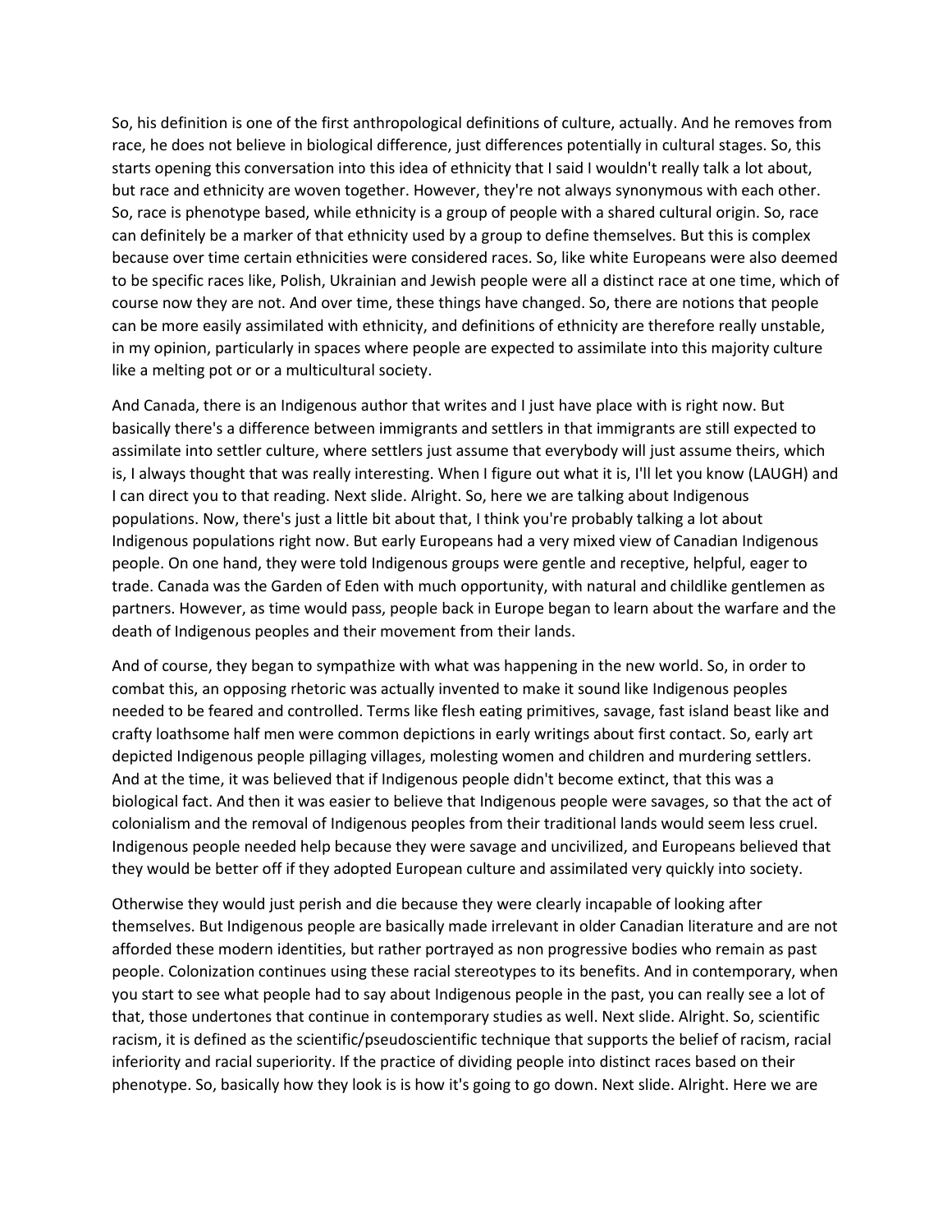So, his definition is one of the first anthropological definitions of culture, actually. And he removes from race, he does not believe in biological difference, just differences potentially in cultural stages. So, this starts opening this conversation into this idea of ethnicity that I said I wouldn't really talk a lot about, but race and ethnicity are woven together. However, they're not always synonymous with each other. So, race is phenotype based, while ethnicity is a group of people with a shared cultural origin. So, race can definitely be a marker of that ethnicity used by a group to define themselves. But this is complex because over time certain ethnicities were considered races. So, like white Europeans were also deemed to be specific races like, Polish, Ukrainian and Jewish people were all a distinct race at one time, which of course now they are not. And over time, these things have changed. So, there are notions that people can be more easily assimilated with ethnicity, and definitions of ethnicity are therefore really unstable, in my opinion, particularly in spaces where people are expected to assimilate into this majority culture like a melting pot or or a multicultural society.

And Canada, there is an Indigenous author that writes and I just have place with is right now. But basically there's a difference between immigrants and settlers in that immigrants are still expected to assimilate into settler culture, where settlers just assume that everybody will just assume theirs, which is, I always thought that was really interesting. When I figure out what it is, I'll let you know (LAUGH) and I can direct you to that reading. Next slide. Alright. So, here we are talking about Indigenous populations. Now, there's just a little bit about that, I think you're probably talking a lot about Indigenous populations right now. But early Europeans had a very mixed view of Canadian Indigenous people. On one hand, they were told Indigenous groups were gentle and receptive, helpful, eager to trade. Canada was the Garden of Eden with much opportunity, with natural and childlike gentlemen as partners. However, as time would pass, people back in Europe began to learn about the warfare and the death of Indigenous peoples and their movement from their lands.

And of course, they began to sympathize with what was happening in the new world. So, in order to combat this, an opposing rhetoric was actually invented to make it sound like Indigenous peoples needed to be feared and controlled. Terms like flesh eating primitives, savage, fast island beast like and crafty loathsome half men were common depictions in early writings about first contact. So, early art depicted Indigenous people pillaging villages, molesting women and children and murdering settlers. And at the time, it was believed that if Indigenous people didn't become extinct, that this was a biological fact. And then it was easier to believe that Indigenous people were savages, so that the act of colonialism and the removal of Indigenous peoples from their traditional lands would seem less cruel. Indigenous people needed help because they were savage and uncivilized, and Europeans believed that they would be better off if they adopted European culture and assimilated very quickly into society.

Otherwise they would just perish and die because they were clearly incapable of looking after themselves. But Indigenous people are basically made irrelevant in older Canadian literature and are not afforded these modern identities, but rather portrayed as non progressive bodies who remain as past people. Colonization continues using these racial stereotypes to its benefits. And in contemporary, when you start to see what people had to say about Indigenous people in the past, you can really see a lot of that, those undertones that continue in contemporary studies as well. Next slide. Alright. So, scientific racism, it is defined as the scientific/pseudoscientific technique that supports the belief of racism, racial inferiority and racial superiority. If the practice of dividing people into distinct races based on their phenotype. So, basically how they look is is how it's going to go down. Next slide. Alright. Here we are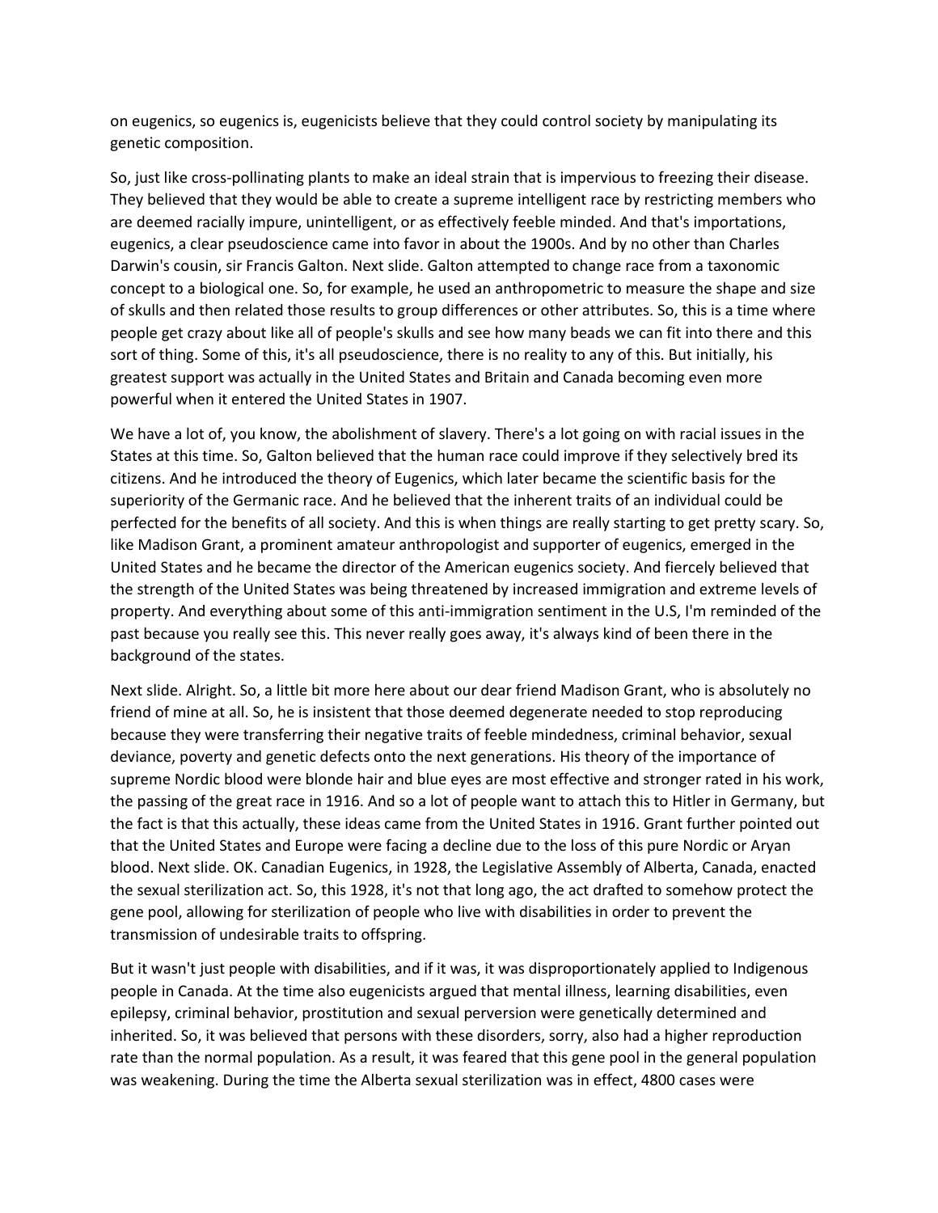on eugenics, so eugenics is, eugenicists believe that they could control society by manipulating its genetic composition.

So, just like cross-pollinating plants to make an ideal strain that is impervious to freezing their disease. They believed that they would be able to create a supreme intelligent race by restricting members who are deemed racially impure, unintelligent, or as effectively feeble minded. And that's importations, eugenics, a clear pseudoscience came into favor in about the 1900s. And by no other than Charles Darwin's cousin, sir Francis Galton. Next slide. Galton attempted to change race from a taxonomic concept to a biological one. So, for example, he used an anthropometric to measure the shape and size of skulls and then related those results to group differences or other attributes. So, this is a time where people get crazy about like all of people's skulls and see how many beads we can fit into there and this sort of thing. Some of this, it's all pseudoscience, there is no reality to any of this. But initially, his greatest support was actually in the United States and Britain and Canada becoming even more powerful when it entered the United States in 1907.

We have a lot of, you know, the abolishment of slavery. There's a lot going on with racial issues in the States at this time. So, Galton believed that the human race could improve if they selectively bred its citizens. And he introduced the theory of Eugenics, which later became the scientific basis for the superiority of the Germanic race. And he believed that the inherent traits of an individual could be perfected for the benefits of all society. And this is when things are really starting to get pretty scary. So, like Madison Grant, a prominent amateur anthropologist and supporter of eugenics, emerged in the United States and he became the director of the American eugenics society. And fiercely believed that the strength of the United States was being threatened by increased immigration and extreme levels of property. And everything about some of this anti-immigration sentiment in the U.S, I'm reminded of the past because you really see this. This never really goes away, it's always kind of been there in the background of the states.

Next slide. Alright. So, a little bit more here about our dear friend Madison Grant, who is absolutely no friend of mine at all. So, he is insistent that those deemed degenerate needed to stop reproducing because they were transferring their negative traits of feeble mindedness, criminal behavior, sexual deviance, poverty and genetic defects onto the next generations. His theory of the importance of supreme Nordic blood were blonde hair and blue eyes are most effective and stronger rated in his work, the passing of the great race in 1916. And so a lot of people want to attach this to Hitler in Germany, but the fact is that this actually, these ideas came from the United States in 1916. Grant further pointed out that the United States and Europe were facing a decline due to the loss of this pure Nordic or Aryan blood. Next slide. OK. Canadian Eugenics, in 1928, the Legislative Assembly of Alberta, Canada, enacted the sexual sterilization act. So, this 1928, it's not that long ago, the act drafted to somehow protect the gene pool, allowing for sterilization of people who live with disabilities in order to prevent the transmission of undesirable traits to offspring.

But it wasn't just people with disabilities, and if it was, it was disproportionately applied to Indigenous people in Canada. At the time also eugenicists argued that mental illness, learning disabilities, even epilepsy, criminal behavior, prostitution and sexual perversion were genetically determined and inherited. So, it was believed that persons with these disorders, sorry, also had a higher reproduction rate than the normal population. As a result, it was feared that this gene pool in the general population was weakening. During the time the Alberta sexual sterilization was in effect, 4800 cases were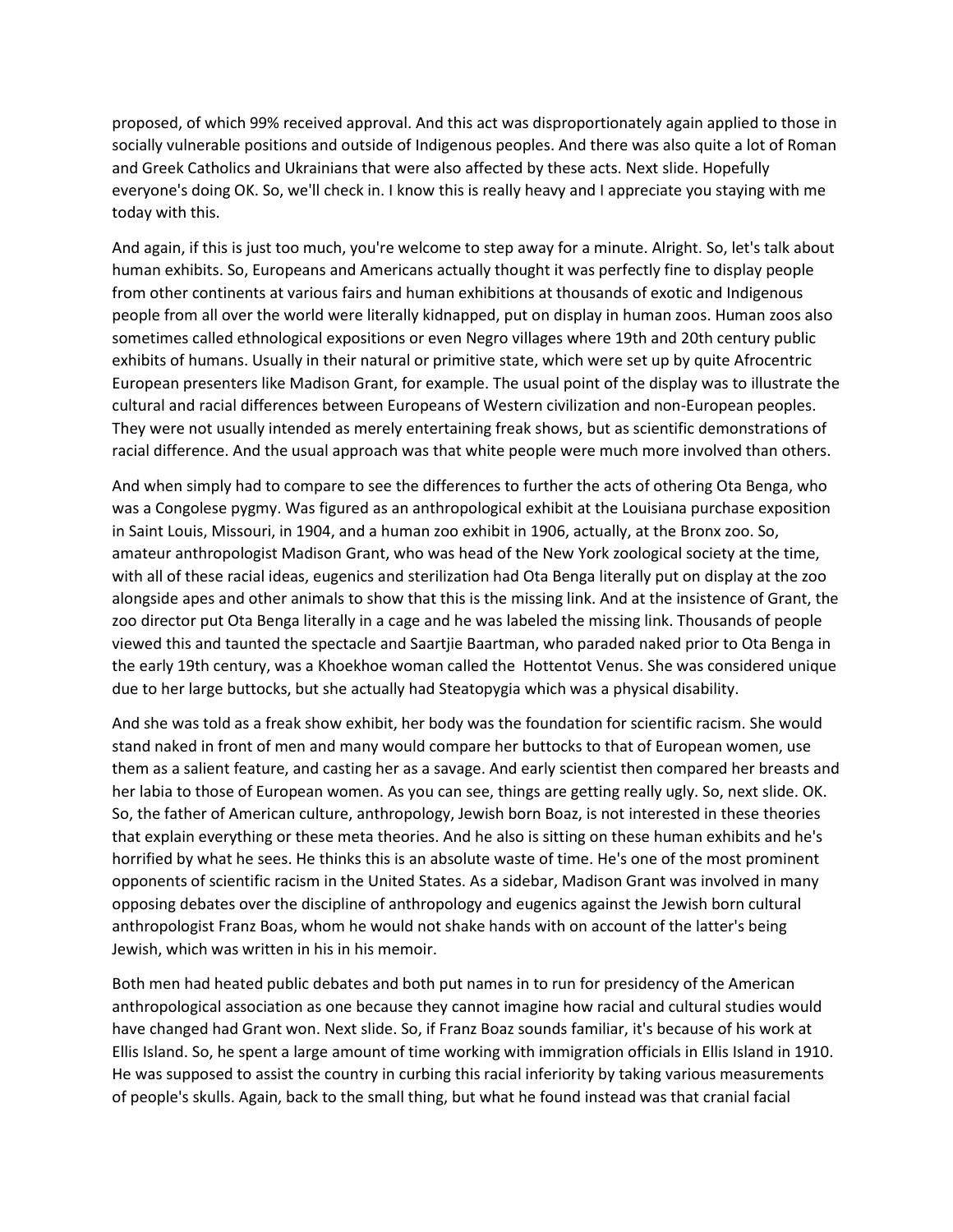proposed, of which 99% received approval. And this act was disproportionately again applied to those in socially vulnerable positions and outside of Indigenous peoples. And there was also quite a lot of Roman and Greek Catholics and Ukrainians that were also affected by these acts. Next slide. Hopefully everyone's doing OK. So, we'll check in. I know this is really heavy and I appreciate you staying with me today with this.

And again, if this is just too much, you're welcome to step away for a minute. Alright. So, let's talk about human exhibits. So, Europeans and Americans actually thought it was perfectly fine to display people from other continents at various fairs and human exhibitions at thousands of exotic and Indigenous people from all over the world were literally kidnapped, put on display in human zoos. Human zoos also sometimes called ethnological expositions or even Negro villages where 19th and 20th century public exhibits of humans. Usually in their natural or primitive state, which were set up by quite Afrocentric European presenters like Madison Grant, for example. The usual point of the display was to illustrate the cultural and racial differences between Europeans of Western civilization and non-European peoples. They were not usually intended as merely entertaining freak shows, but as scientific demonstrations of racial difference. And the usual approach was that white people were much more involved than others.

And when simply had to compare to see the differences to further the acts of othering Ota Benga, who was a Congolese pygmy. Was figured as an anthropological exhibit at the Louisiana purchase exposition in Saint Louis, Missouri, in 1904, and a human zoo exhibit in 1906, actually, at the Bronx zoo. So, amateur anthropologist Madison Grant, who was head of the New York zoological society at the time, with all of these racial ideas, eugenics and sterilization had Ota Benga literally put on display at the zoo alongside apes and other animals to show that this is the missing link. And at the insistence of Grant, the zoo director put Ota Benga literally in a cage and he was labeled the missing link. Thousands of people viewed this and taunted the spectacle and Saartjie Baartman, who paraded naked prior to Ota Benga in the early 19th century, was a Khoekhoe woman called the  Hottentot Venus. She was considered unique due to her large buttocks, but she actually had Steatopygia which was a physical disability.

And she was told as a freak show exhibit, her body was the foundation for scientific racism. She would stand naked in front of men and many would compare her buttocks to that of European women, use them as a salient feature, and casting her as a savage. And early scientist then compared her breasts and her labia to those of European women. As you can see, things are getting really ugly. So, next slide. OK. So, the father of American culture, anthropology, Jewish born Boaz, is not interested in these theories that explain everything or these meta theories. And he also is sitting on these human exhibits and he's horrified by what he sees. He thinks this is an absolute waste of time. He's one of the most prominent opponents of scientific racism in the United States. As a sidebar, Madison Grant was involved in many opposing debates over the discipline of anthropology and eugenics against the Jewish born cultural anthropologist Franz Boas, whom he would not shake hands with on account of the latter's being Jewish, which was written in his in his memoir.

Both men had heated public debates and both put names in to run for presidency of the American anthropological association as one because they cannot imagine how racial and cultural studies would have changed had Grant won. Next slide. So, if Franz Boaz sounds familiar, it's because of his work at Ellis Island. So, he spent a large amount of time working with immigration officials in Ellis Island in 1910. He was supposed to assist the country in curbing this racial inferiority by taking various measurements of people's skulls. Again, back to the small thing, but what he found instead was that cranial facial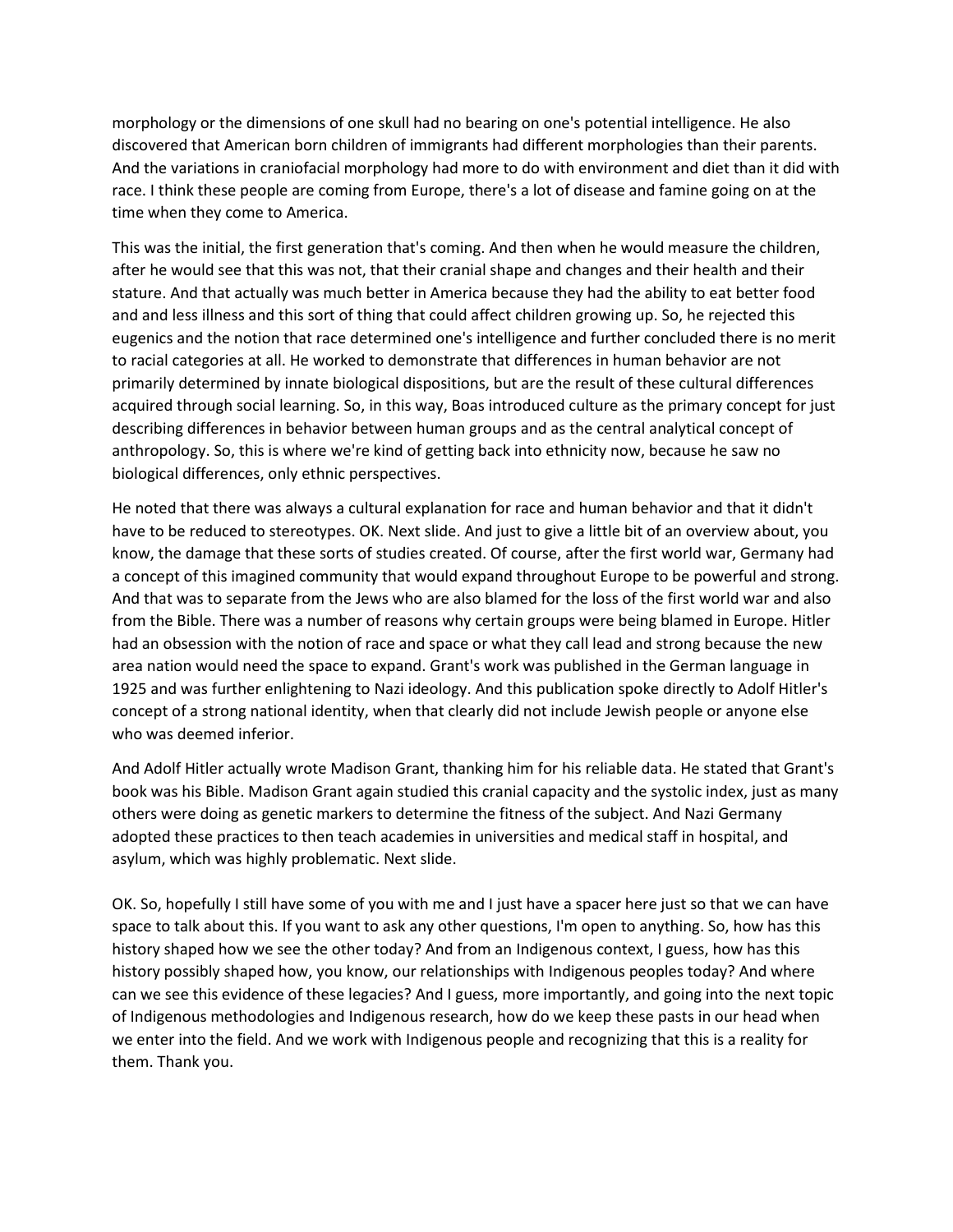morphology or the dimensions of one skull had no bearing on one's potential intelligence. He also discovered that American born children of immigrants had different morphologies than their parents. And the variations in craniofacial morphology had more to do with environment and diet than it did with race. I think these people are coming from Europe, there's a lot of disease and famine going on at the time when they come to America.

This was the initial, the first generation that's coming. And then when he would measure the children, after he would see that this was not, that their cranial shape and changes and their health and their stature. And that actually was much better in America because they had the ability to eat better food and and less illness and this sort of thing that could affect children growing up. So, he rejected this eugenics and the notion that race determined one's intelligence and further concluded there is no merit to racial categories at all. He worked to demonstrate that differences in human behavior are not primarily determined by innate biological dispositions, but are the result of these cultural differences acquired through social learning. So, in this way, Boas introduced culture as the primary concept for just describing differences in behavior between human groups and as the central analytical concept of anthropology. So, this is where we're kind of getting back into ethnicity now, because he saw no biological differences, only ethnic perspectives.

He noted that there was always a cultural explanation for race and human behavior and that it didn't have to be reduced to stereotypes. OK. Next slide. And just to give a little bit of an overview about, you know, the damage that these sorts of studies created. Of course, after the first world war, Germany had a concept of this imagined community that would expand throughout Europe to be powerful and strong. And that was to separate from the Jews who are also blamed for the loss of the first world war and also from the Bible. There was a number of reasons why certain groups were being blamed in Europe. Hitler had an obsession with the notion of race and space or what they call lead and strong because the new area nation would need the space to expand. Grant's work was published in the German language in 1925 and was further enlightening to Nazi ideology. And this publication spoke directly to Adolf Hitler's concept of a strong national identity, when that clearly did not include Jewish people or anyone else who was deemed inferior.

And Adolf Hitler actually wrote Madison Grant, thanking him for his reliable data. He stated that Grant's book was his Bible. Madison Grant again studied this cranial capacity and the systolic index, just as many others were doing as genetic markers to determine the fitness of the subject. And Nazi Germany adopted these practices to then teach academies in universities and medical staff in hospital, and asylum, which was highly problematic. Next slide.

OK. So, hopefully I still have some of you with me and I just have a spacer here just so that we can have space to talk about this. If you want to ask any other questions, I'm open to anything. So, how has this history shaped how we see the other today? And from an Indigenous context, I guess, how has this history possibly shaped how, you know, our relationships with Indigenous peoples today? And where can we see this evidence of these legacies? And I guess, more importantly, and going into the next topic of Indigenous methodologies and Indigenous research, how do we keep these pasts in our head when we enter into the field. And we work with Indigenous people and recognizing that this is a reality for them. Thank you.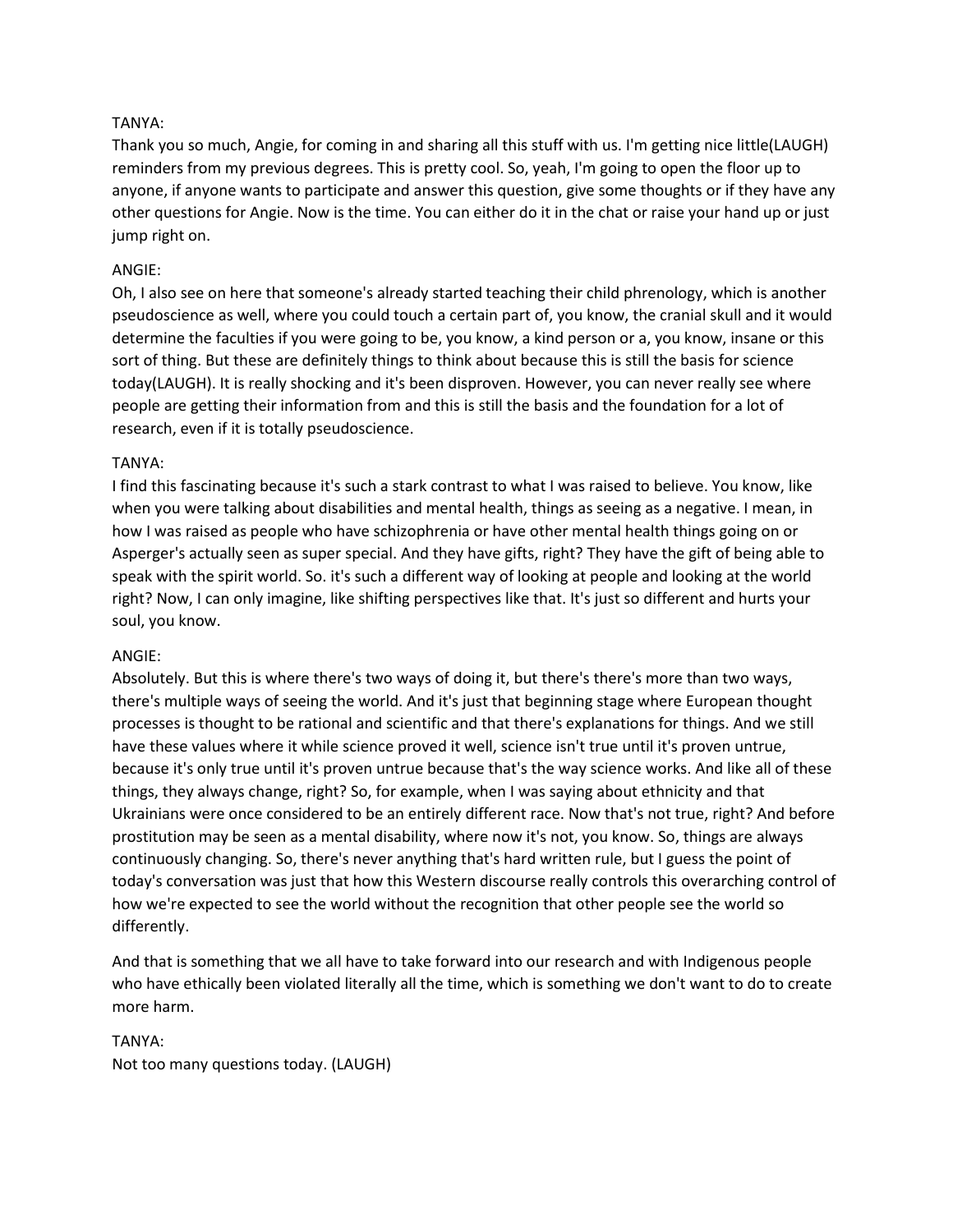TANYA:
Thank you so much, Angie, for coming in and sharing all this stuff with us. I'm getting nice little(LAUGH) reminders from my previous degrees. This is pretty cool. So, yeah, I'm going to open the floor up to anyone, if anyone wants to participate and answer this question, give some thoughts or if they have any other questions for Angie. Now is the time. You can either do it in the chat or raise your hand up or just jump right on.

ANGIE:
Oh, I also see on here that someone's already started teaching their child phrenology, which is another pseudoscience as well, where you could touch a certain part of, you know, the cranial skull and it would determine the faculties if you were going to be, you know, a kind person or a, you know, insane or this sort of thing. But these are definitely things to think about because this is still the basis for science today(LAUGH). It is really shocking and it's been disproven. However, you can never really see where people are getting their information from and this is still the basis and the foundation for a lot of research, even if it is totally pseudoscience.

TANYA:
I find this fascinating because it's such a stark contrast to what I was raised to believe. You know, like when you were talking about disabilities and mental health, things as seeing as a negative. I mean, in how I was raised as people who have schizophrenia or have other mental health things going on or Asperger's actually seen as super special. And they have gifts, right? They have the gift of being able to speak with the spirit world. So. it's such a different way of looking at people and looking at the world right? Now, I can only imagine, like shifting perspectives like that. It's just so different and hurts your soul, you know.

ANGIE:
Absolutely. But this is where there's two ways of doing it, but there's there's more than two ways, there's multiple ways of seeing the world. And it's just that beginning stage where European thought processes is thought to be rational and scientific and that there's explanations for things. And we still have these values where it while science proved it well, science isn't true until it's proven untrue, because it's only true until it's proven untrue because that's the way science works. And like all of these things, they always change, right? So, for example, when I was saying about ethnicity and that Ukrainians were once considered to be an entirely different race. Now that's not true, right? And before prostitution may be seen as a mental disability, where now it's not, you know. So, things are always continuously changing. So, there's never anything that's hard written rule, but I guess the point of today's conversation was just that how this Western discourse really controls this overarching control of how we're expected to see the world without the recognition that other people see the world so differently.

And that is something that we all have to take forward into our research and with Indigenous people who have ethically been violated literally all the time, which is something we don't want to do to create more harm.

TANYA:
Not too many questions today. (LAUGH)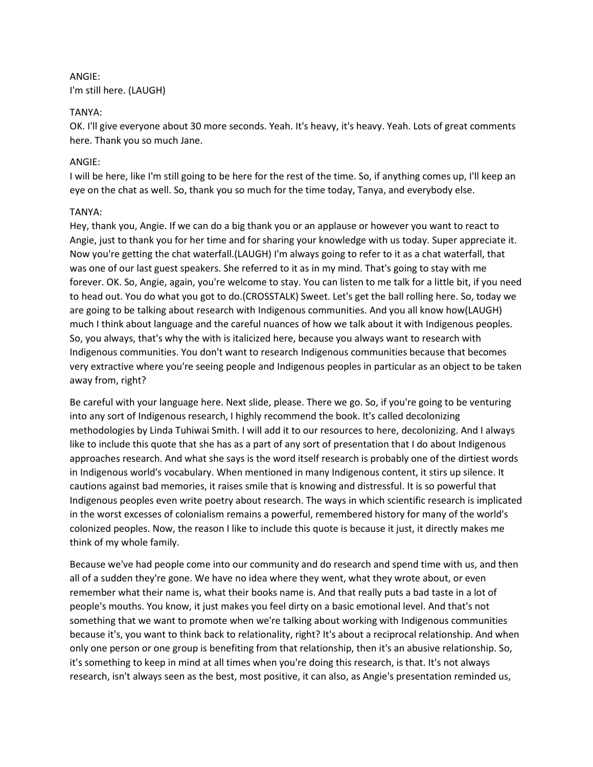ANGIE:
I'm still here. (LAUGH)

TANYA:
OK. I'll give everyone about 30 more seconds. Yeah. It's heavy, it's heavy. Yeah. Lots of great comments here. Thank you so much Jane.

ANGIE:
I will be here, like I'm still going to be here for the rest of the time. So, if anything comes up, I'll keep an eye on the chat as well. So, thank you so much for the time today, Tanya, and everybody else.

TANYA:
Hey, thank you, Angie. If we can do a big thank you or an applause or however you want to react to Angie, just to thank you for her time and for sharing your knowledge with us today. Super appreciate it. Now you're getting the chat waterfall.(LAUGH) I'm always going to refer to it as a chat waterfall, that was one of our last guest speakers. She referred to it as in my mind. That's going to stay with me forever. OK. So, Angie, again, you're welcome to stay. You can listen to me talk for a little bit, if you need to head out. You do what you got to do.(CROSSTALK) Sweet. Let's get the ball rolling here. So, today we are going to be talking about research with Indigenous communities. And you all know how(LAUGH) much I think about language and the careful nuances of how we talk about it with Indigenous peoples. So, you always, that's why the with is italicized here, because you always want to research with Indigenous communities. You don't want to research Indigenous communities because that becomes very extractive where you're seeing people and Indigenous peoples in particular as an object to be taken away from, right?

Be careful with your language here. Next slide, please. There we go. So, if you're going to be venturing into any sort of Indigenous research, I highly recommend the book. It's called decolonizing methodologies by Linda Tuhiwai Smith. I will add it to our resources to here, decolonizing. And I always like to include this quote that she has as a part of any sort of presentation that I do about Indigenous approaches research. And what she says is the word itself research is probably one of the dirtiest words in Indigenous world's vocabulary. When mentioned in many Indigenous content, it stirs up silence. It cautions against bad memories, it raises smile that is knowing and distressful. It is so powerful that Indigenous peoples even write poetry about research. The ways in which scientific research is implicated in the worst excesses of colonialism remains a powerful, remembered history for many of the world's colonized peoples. Now, the reason I like to include this quote is because it just, it directly makes me think of my whole family.

Because we've had people come into our community and do research and spend time with us, and then all of a sudden they're gone. We have no idea where they went, what they wrote about, or even remember what their name is, what their books name is. And that really puts a bad taste in a lot of people's mouths. You know, it just makes you feel dirty on a basic emotional level. And that's not something that we want to promote when we're talking about working with Indigenous communities because it's, you want to think back to relationality, right? It's about a reciprocal relationship. And when only one person or one group is benefiting from that relationship, then it's an abusive relationship. So, it's something to keep in mind at all times when you're doing this research, is that. It's not always research, isn't always seen as the best, most positive, it can also, as Angie's presentation reminded us,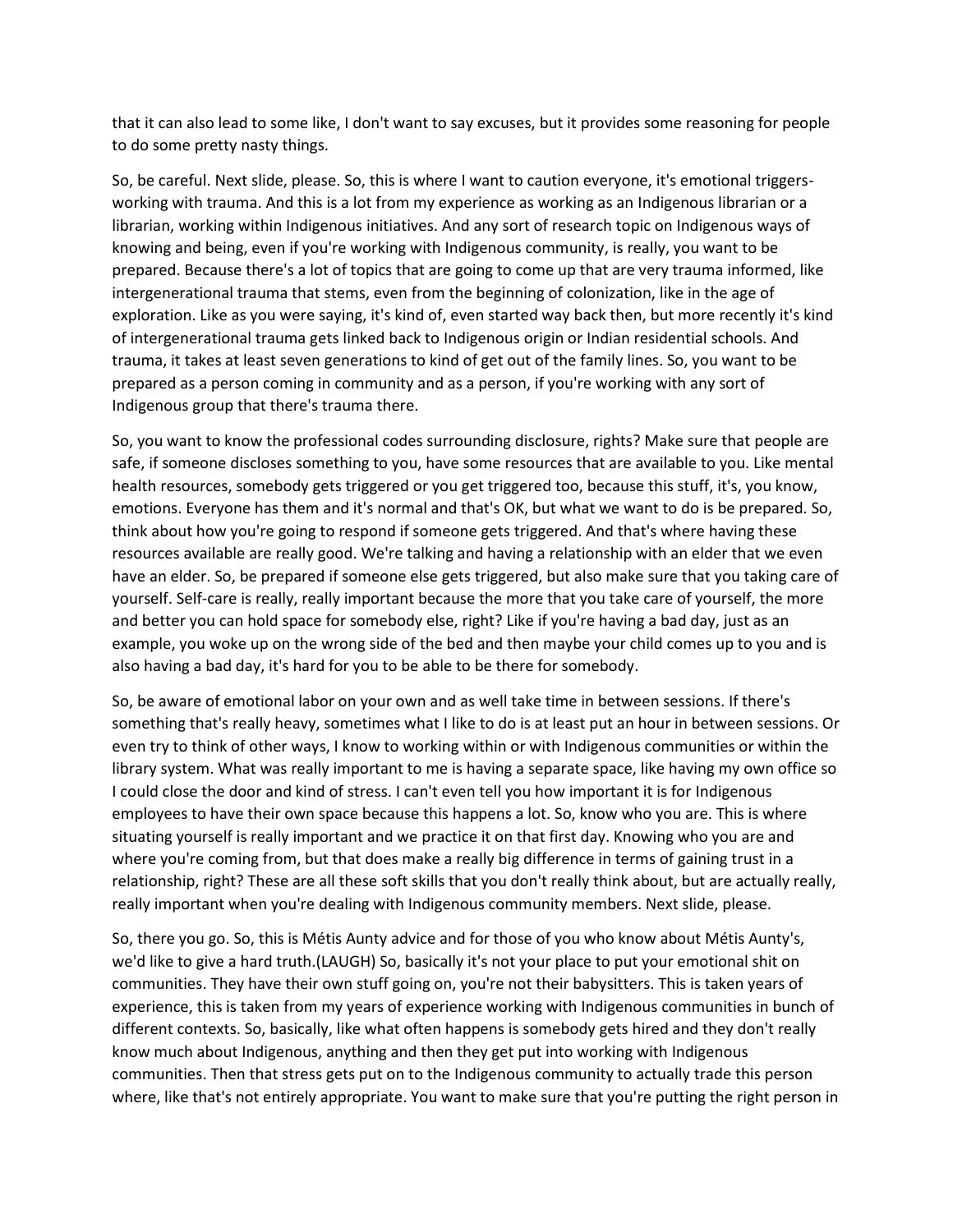that it can also lead to some like, I don't want to say excuses, but it provides some reasoning for people to do some pretty nasty things.

So, be careful. Next slide, please. So, this is where I want to caution everyone, it's emotional triggers-working with trauma. And this is a lot from my experience as working as an Indigenous librarian or a librarian, working within Indigenous initiatives. And any sort of research topic on Indigenous ways of knowing and being, even if you're working with Indigenous community, is really, you want to be prepared. Because there's a lot of topics that are going to come up that are very trauma informed, like intergenerational trauma that stems, even from the beginning of colonization, like in the age of exploration. Like as you were saying, it's kind of, even started way back then, but more recently it's kind of intergenerational trauma gets linked back to Indigenous origin or Indian residential schools. And trauma, it takes at least seven generations to kind of get out of the family lines. So, you want to be prepared as a person coming in community and as a person, if you're working with any sort of Indigenous group that there's trauma there.

So, you want to know the professional codes surrounding disclosure, rights? Make sure that people are safe, if someone discloses something to you, have some resources that are available to you. Like mental health resources, somebody gets triggered or you get triggered too, because this stuff, it's, you know, emotions. Everyone has them and it's normal and that's OK, but what we want to do is be prepared. So, think about how you're going to respond if someone gets triggered. And that's where having these resources available are really good. We're talking and having a relationship with an elder that we even have an elder. So, be prepared if someone else gets triggered, but also make sure that you taking care of yourself. Self-care is really, really important because the more that you take care of yourself, the more and better you can hold space for somebody else, right? Like if you're having a bad day, just as an example, you woke up on the wrong side of the bed and then maybe your child comes up to you and is also having a bad day, it's hard for you to be able to be there for somebody.

So, be aware of emotional labor on your own and as well take time in between sessions. If there's something that's really heavy, sometimes what I like to do is at least put an hour in between sessions. Or even try to think of other ways, I know to working within or with Indigenous communities or within the library system. What was really important to me is having a separate space, like having my own office so I could close the door and kind of stress. I can't even tell you how important it is for Indigenous employees to have their own space because this happens a lot. So, know who you are. This is where situating yourself is really important and we practice it on that first day. Knowing who you are and where you're coming from, but that does make a really big difference in terms of gaining trust in a relationship, right? These are all these soft skills that you don't really think about, but are actually really, really important when you're dealing with Indigenous community members. Next slide, please.

So, there you go. So, this is Métis Aunty advice and for those of you who know about Métis Aunty's, we'd like to give a hard truth.(LAUGH) So, basically it's not your place to put your emotional shit on communities. They have their own stuff going on, you're not their babysitters. This is taken years of experience, this is taken from my years of experience working with Indigenous communities in bunch of different contexts. So, basically, like what often happens is somebody gets hired and they don't really know much about Indigenous, anything and then they get put into working with Indigenous communities. Then that stress gets put on to the Indigenous community to actually trade this person where, like that's not entirely appropriate. You want to make sure that you're putting the right person in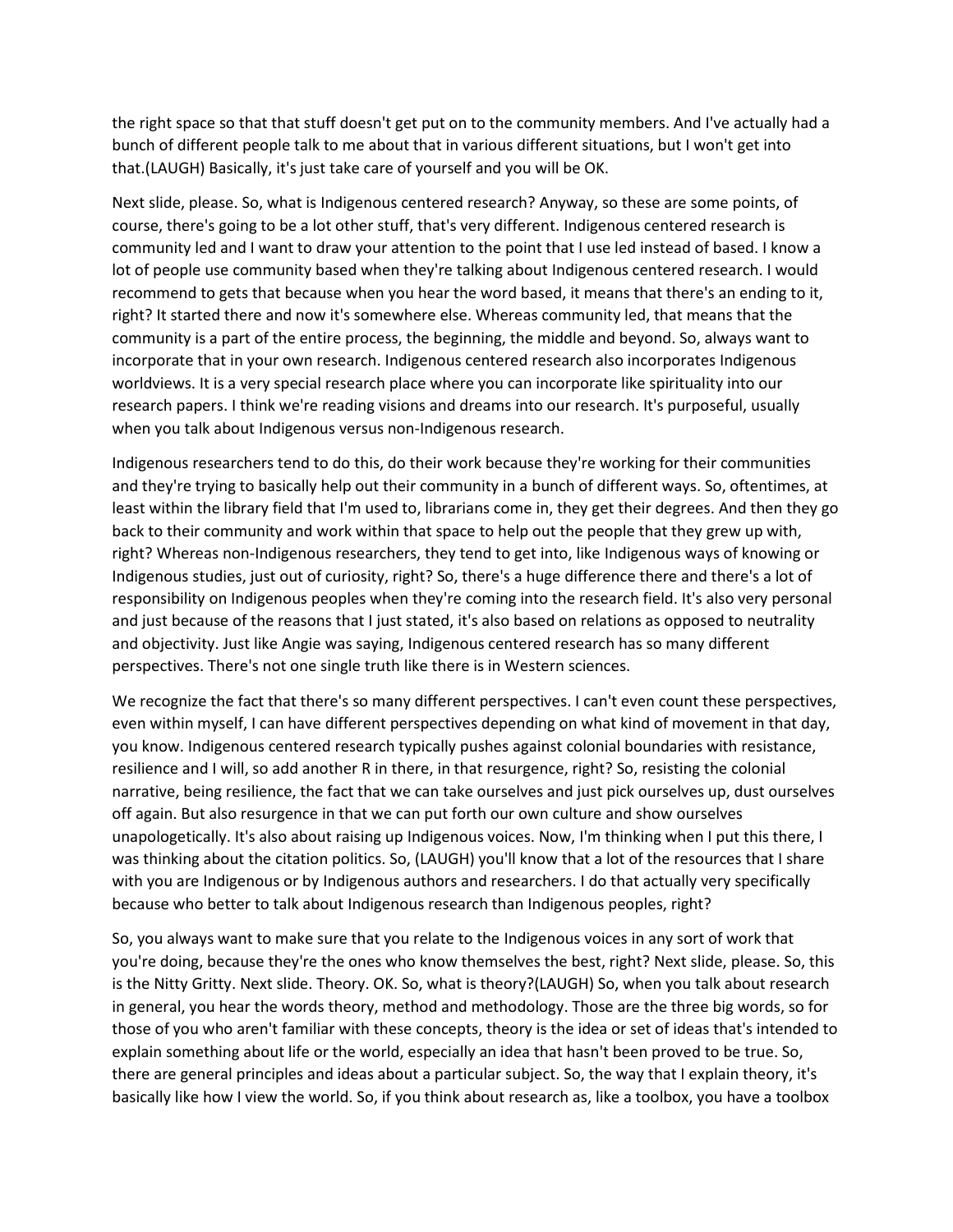the right space so that that stuff doesn't get put on to the community members. And I've actually had a bunch of different people talk to me about that in various different situations, but I won't get into that.(LAUGH) Basically, it's just take care of yourself and you will be OK.

Next slide, please. So, what is Indigenous centered research? Anyway, so these are some points, of course, there's going to be a lot other stuff, that's very different. Indigenous centered research is community led and I want to draw your attention to the point that I use led instead of based. I know a lot of people use community based when they're talking about Indigenous centered research. I would recommend to gets that because when you hear the word based, it means that there's an ending to it, right? It started there and now it's somewhere else. Whereas community led, that means that the community is a part of the entire process, the beginning, the middle and beyond. So, always want to incorporate that in your own research. Indigenous centered research also incorporates Indigenous worldviews. It is a very special research place where you can incorporate like spirituality into our research papers. I think we're reading visions and dreams into our research. It's purposeful, usually when you talk about Indigenous versus non-Indigenous research.

Indigenous researchers tend to do this, do their work because they're working for their communities and they're trying to basically help out their community in a bunch of different ways. So, oftentimes, at least within the library field that I'm used to, librarians come in, they get their degrees. And then they go back to their community and work within that space to help out the people that they grew up with, right? Whereas non-Indigenous researchers, they tend to get into, like Indigenous ways of knowing or Indigenous studies, just out of curiosity, right? So, there's a huge difference there and there's a lot of responsibility on Indigenous peoples when they're coming into the research field. It's also very personal and just because of the reasons that I just stated, it's also based on relations as opposed to neutrality and objectivity. Just like Angie was saying, Indigenous centered research has so many different perspectives. There's not one single truth like there is in Western sciences.

We recognize the fact that there's so many different perspectives. I can't even count these perspectives, even within myself, I can have different perspectives depending on what kind of movement in that day, you know. Indigenous centered research typically pushes against colonial boundaries with resistance, resilience and I will, so add another R in there, in that resurgence, right? So, resisting the colonial narrative, being resilience, the fact that we can take ourselves and just pick ourselves up, dust ourselves off again. But also resurgence in that we can put forth our own culture and show ourselves unapologetically. It's also about raising up Indigenous voices. Now, I'm thinking when I put this there, I was thinking about the citation politics. So, (LAUGH) you'll know that a lot of the resources that I share with you are Indigenous or by Indigenous authors and researchers. I do that actually very specifically because who better to talk about Indigenous research than Indigenous peoples, right?

So, you always want to make sure that you relate to the Indigenous voices in any sort of work that you're doing, because they're the ones who know themselves the best, right? Next slide, please. So, this is the Nitty Gritty. Next slide. Theory. OK. So, what is theory?(LAUGH) So, when you talk about research in general, you hear the words theory, method and methodology. Those are the three big words, so for those of you who aren't familiar with these concepts, theory is the idea or set of ideas that's intended to explain something about life or the world, especially an idea that hasn't been proved to be true. So, there are general principles and ideas about a particular subject. So, the way that I explain theory, it's basically like how I view the world. So, if you think about research as, like a toolbox, you have a toolbox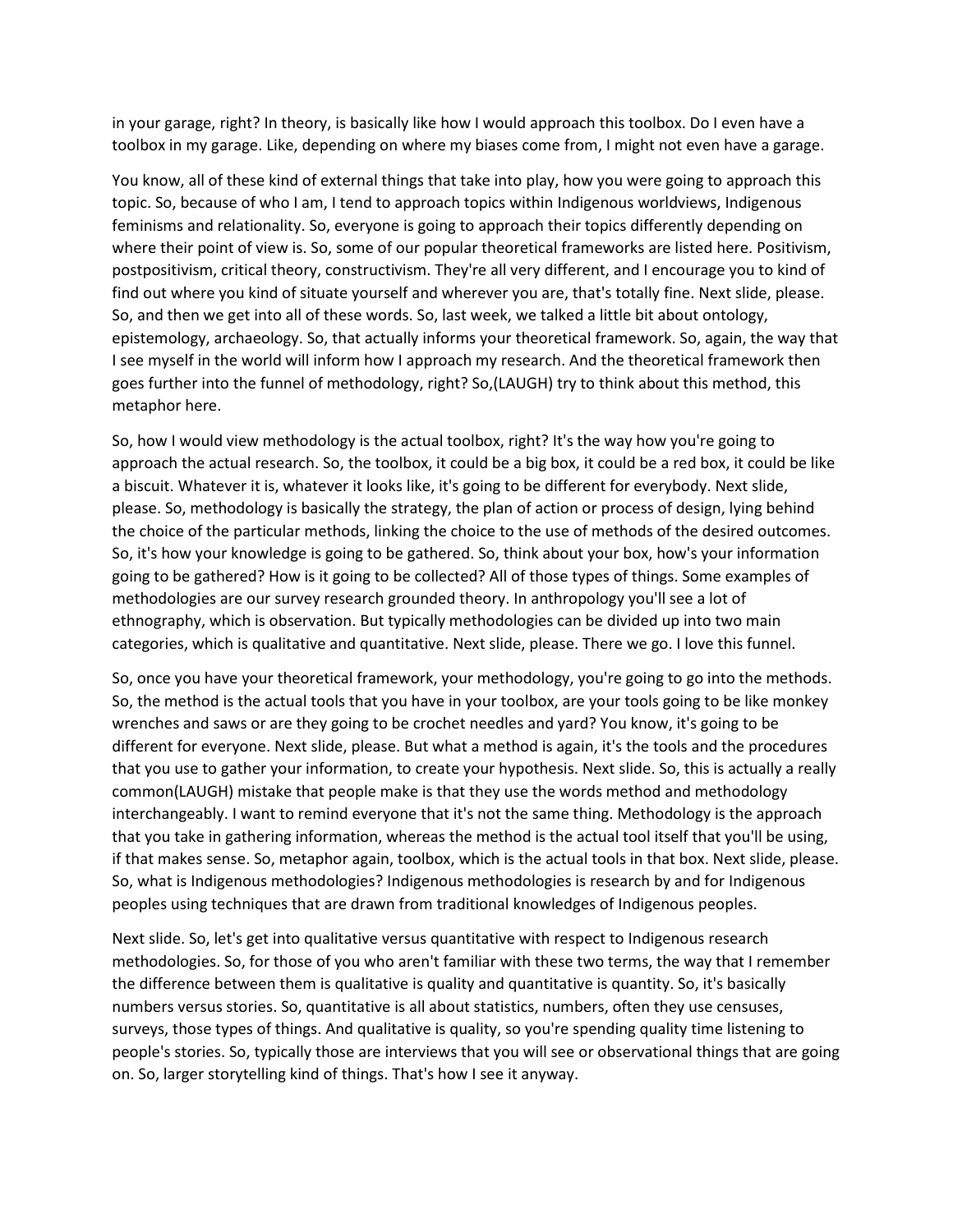in your garage, right? In theory, is basically like how I would approach this toolbox. Do I even have a toolbox in my garage. Like, depending on where my biases come from, I might not even have a garage.

You know, all of these kind of external things that take into play, how you were going to approach this topic. So, because of who I am, I tend to approach topics within Indigenous worldviews, Indigenous feminisms and relationality. So, everyone is going to approach their topics differently depending on where their point of view is. So, some of our popular theoretical frameworks are listed here. Positivism, postpositivism, critical theory, constructivism. They're all very different, and I encourage you to kind of find out where you kind of situate yourself and wherever you are, that's totally fine. Next slide, please. So, and then we get into all of these words. So, last week, we talked a little bit about ontology, epistemology, archaeology. So, that actually informs your theoretical framework. So, again, the way that I see myself in the world will inform how I approach my research. And the theoretical framework then goes further into the funnel of methodology, right? So,(LAUGH) try to think about this method, this metaphor here.

So, how I would view methodology is the actual toolbox, right? It's the way how you're going to approach the actual research. So, the toolbox, it could be a big box, it could be a red box, it could be like a biscuit. Whatever it is, whatever it looks like, it's going to be different for everybody. Next slide, please. So, methodology is basically the strategy, the plan of action or process of design, lying behind the choice of the particular methods, linking the choice to the use of methods of the desired outcomes. So, it's how your knowledge is going to be gathered. So, think about your box, how's your information going to be gathered? How is it going to be collected? All of those types of things. Some examples of methodologies are our survey research grounded theory. In anthropology you'll see a lot of ethnography, which is observation. But typically methodologies can be divided up into two main categories, which is qualitative and quantitative. Next slide, please. There we go. I love this funnel.

So, once you have your theoretical framework, your methodology, you're going to go into the methods. So, the method is the actual tools that you have in your toolbox, are your tools going to be like monkey wrenches and saws or are they going to be crochet needles and yard? You know, it's going to be different for everyone. Next slide, please. But what a method is again, it's the tools and the procedures that you use to gather your information, to create your hypothesis. Next slide. So, this is actually a really common(LAUGH) mistake that people make is that they use the words method and methodology interchangeably. I want to remind everyone that it's not the same thing. Methodology is the approach that you take in gathering information, whereas the method is the actual tool itself that you'll be using, if that makes sense. So, metaphor again, toolbox, which is the actual tools in that box. Next slide, please. So, what is Indigenous methodologies? Indigenous methodologies is research by and for Indigenous peoples using techniques that are drawn from traditional knowledges of Indigenous peoples.

Next slide. So, let's get into qualitative versus quantitative with respect to Indigenous research methodologies. So, for those of you who aren't familiar with these two terms, the way that I remember the difference between them is qualitative is quality and quantitative is quantity. So, it's basically numbers versus stories. So, quantitative is all about statistics, numbers, often they use censuses, surveys, those types of things. And qualitative is quality, so you're spending quality time listening to people's stories. So, typically those are interviews that you will see or observational things that are going on. So, larger storytelling kind of things. That's how I see it anyway.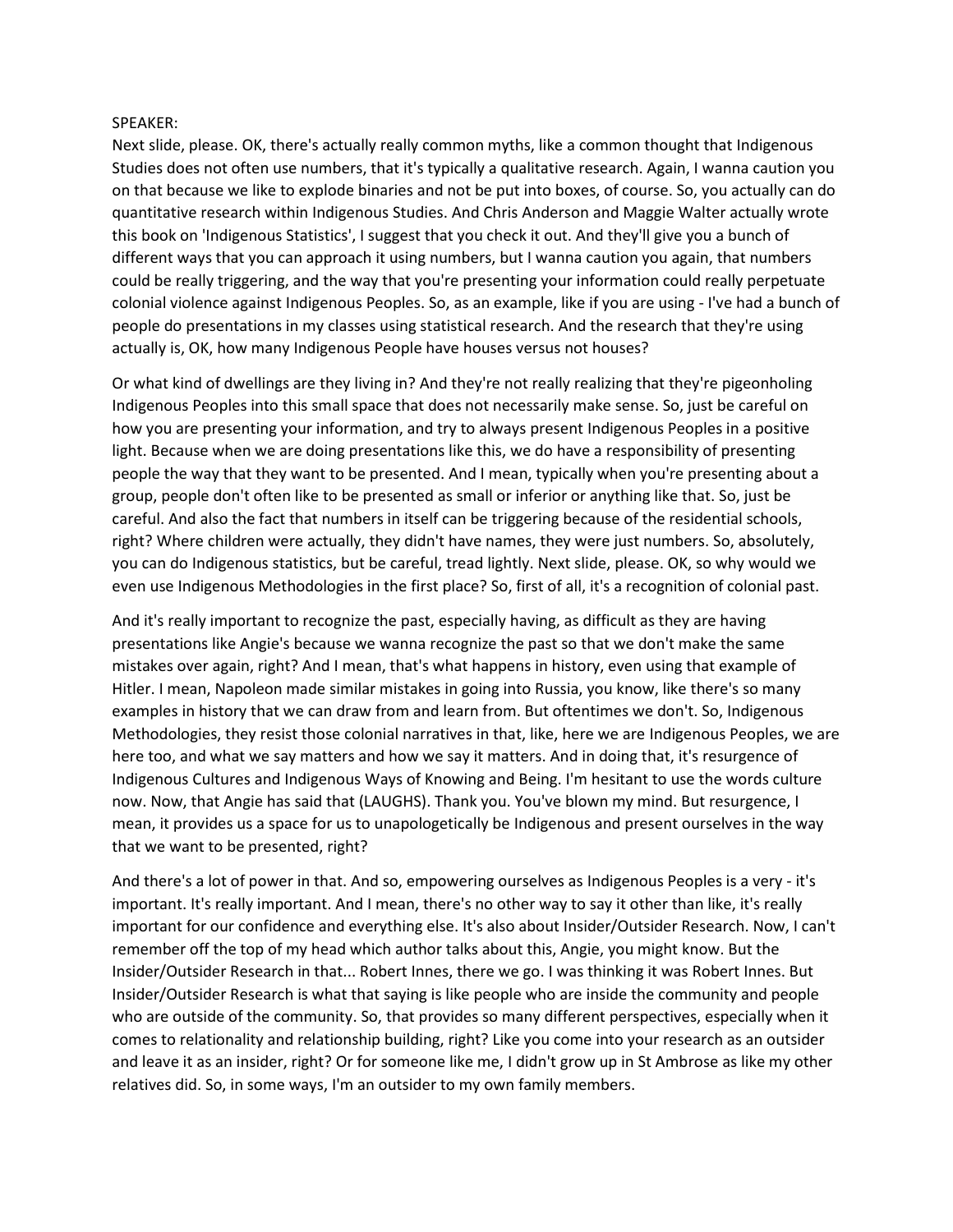SPEAKER:

Next slide, please. OK, there's actually really common myths, like a common thought that Indigenous Studies does not often use numbers, that it's typically a qualitative research. Again, I wanna caution you on that because we like to explode binaries and not be put into boxes, of course. So, you actually can do quantitative research within Indigenous Studies. And Chris Anderson and Maggie Walter actually wrote this book on 'Indigenous Statistics', I suggest that you check it out. And they'll give you a bunch of different ways that you can approach it using numbers, but I wanna caution you again, that numbers could be really triggering, and the way that you're presenting your information could really perpetuate colonial violence against Indigenous Peoples. So, as an example, like if you are using - I've had a bunch of people do presentations in my classes using statistical research. And the research that they're using actually is, OK, how many Indigenous People have houses versus not houses?

Or what kind of dwellings are they living in? And they're not really realizing that they're pigeonholing Indigenous Peoples into this small space that does not necessarily make sense. So, just be careful on how you are presenting your information, and try to always present Indigenous Peoples in a positive light. Because when we are doing presentations like this, we do have a responsibility of presenting people the way that they want to be presented. And I mean, typically when you're presenting about a group, people don't often like to be presented as small or inferior or anything like that. So, just be careful. And also the fact that numbers in itself can be triggering because of the residential schools, right? Where children were actually, they didn't have names, they were just numbers. So, absolutely, you can do Indigenous statistics, but be careful, tread lightly. Next slide, please. OK, so why would we even use Indigenous Methodologies in the first place? So, first of all, it's a recognition of colonial past.

And it's really important to recognize the past, especially having, as difficult as they are having presentations like Angie's because we wanna recognize the past so that we don't make the same mistakes over again, right? And I mean, that's what happens in history, even using that example of Hitler. I mean, Napoleon made similar mistakes in going into Russia, you know, like there's so many examples in history that we can draw from and learn from. But oftentimes we don't. So, Indigenous Methodologies, they resist those colonial narratives in that, like, here we are Indigenous Peoples, we are here too, and what we say matters and how we say it matters. And in doing that, it's resurgence of Indigenous Cultures and Indigenous Ways of Knowing and Being. I'm hesitant to use the words culture now. Now, that Angie has said that (LAUGHS). Thank you. You've blown my mind. But resurgence, I mean, it provides us a space for us to unapologetically be Indigenous and present ourselves in the way that we want to be presented, right?

And there's a lot of power in that. And so, empowering ourselves as Indigenous Peoples is a very - it's important. It's really important. And I mean, there's no other way to say it other than like, it's really important for our confidence and everything else. It's also about Insider/Outsider Research. Now, I can't remember off the top of my head which author talks about this, Angie, you might know. But the Insider/Outsider Research in that... Robert Innes, there we go. I was thinking it was Robert Innes. But Insider/Outsider Research is what that saying is like people who are inside the community and people who are outside of the community. So, that provides so many different perspectives, especially when it comes to relationality and relationship building, right? Like you come into your research as an outsider and leave it as an insider, right? Or for someone like me, I didn't grow up in St Ambrose as like my other relatives did. So, in some ways, I'm an outsider to my own family members.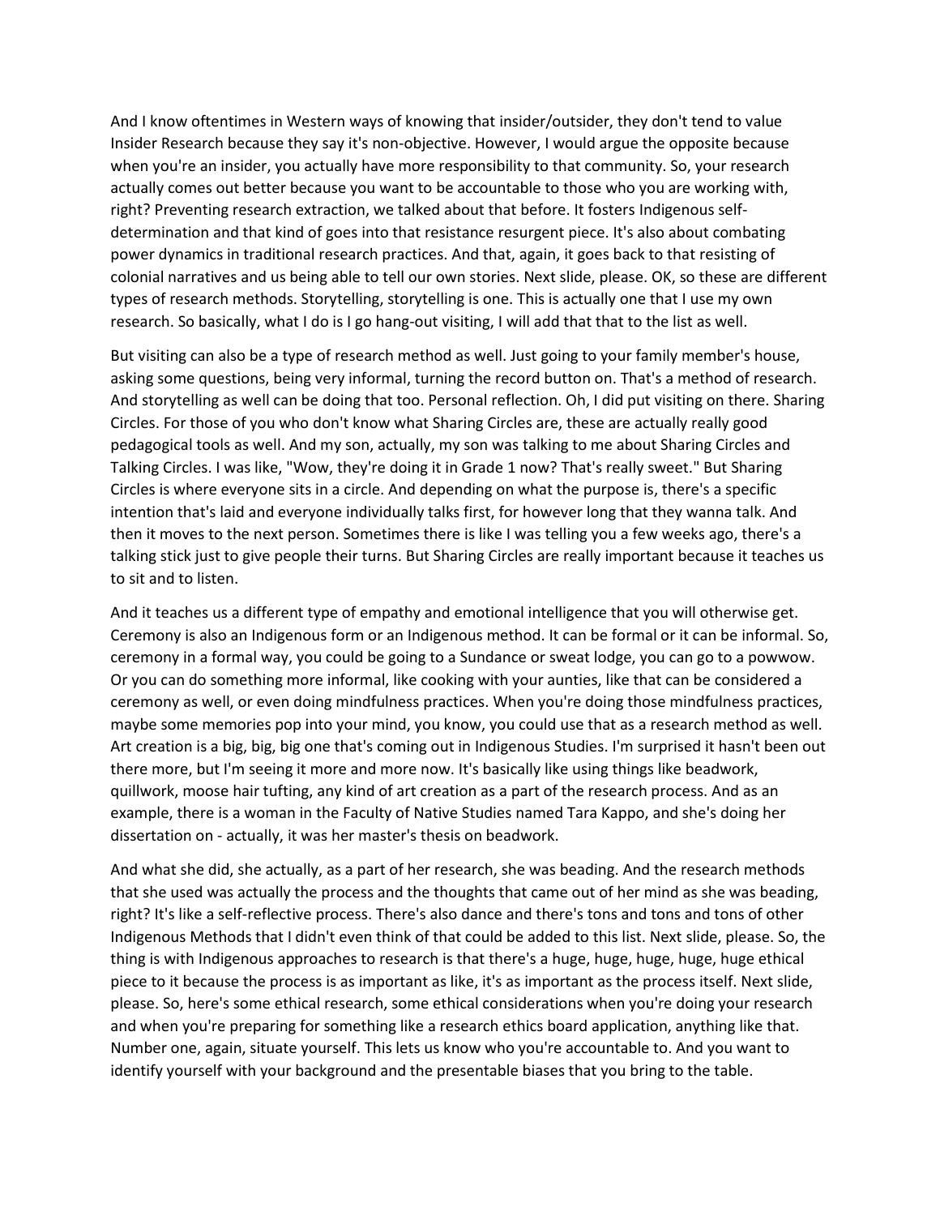And I know oftentimes in Western ways of knowing that insider/outsider, they don't tend to value Insider Research because they say it's non-objective. However, I would argue the opposite because when you're an insider, you actually have more responsibility to that community. So, your research actually comes out better because you want to be accountable to those who you are working with, right? Preventing research extraction, we talked about that before. It fosters Indigenous self-determination and that kind of goes into that resistance resurgent piece. It's also about combating power dynamics in traditional research practices. And that, again, it goes back to that resisting of colonial narratives and us being able to tell our own stories. Next slide, please. OK, so these are different types of research methods. Storytelling, storytelling is one. This is actually one that I use my own research. So basically, what I do is I go hang-out visiting, I will add that that to the list as well.

But visiting can also be a type of research method as well. Just going to your family member's house, asking some questions, being very informal, turning the record button on. That's a method of research. And storytelling as well can be doing that too. Personal reflection. Oh, I did put visiting on there. Sharing Circles. For those of you who don't know what Sharing Circles are, these are actually really good pedagogical tools as well. And my son, actually, my son was talking to me about Sharing Circles and Talking Circles. I was like, "Wow, they're doing it in Grade 1 now? That's really sweet." But Sharing Circles is where everyone sits in a circle. And depending on what the purpose is, there's a specific intention that's laid and everyone individually talks first, for however long that they wanna talk. And then it moves to the next person. Sometimes there is like I was telling you a few weeks ago, there's a talking stick just to give people their turns. But Sharing Circles are really important because it teaches us to sit and to listen.

And it teaches us a different type of empathy and emotional intelligence that you will otherwise get. Ceremony is also an Indigenous form or an Indigenous method. It can be formal or it can be informal. So, ceremony in a formal way, you could be going to a Sundance or sweat lodge, you can go to a powwow. Or you can do something more informal, like cooking with your aunties, like that can be considered a ceremony as well, or even doing mindfulness practices. When you're doing those mindfulness practices, maybe some memories pop into your mind, you know, you could use that as a research method as well. Art creation is a big, big, big one that's coming out in Indigenous Studies. I'm surprised it hasn't been out there more, but I'm seeing it more and more now. It's basically like using things like beadwork, quillwork, moose hair tufting, any kind of art creation as a part of the research process. And as an example, there is a woman in the Faculty of Native Studies named Tara Kappo, and she's doing her dissertation on - actually, it was her master's thesis on beadwork.

And what she did, she actually, as a part of her research, she was beading. And the research methods that she used was actually the process and the thoughts that came out of her mind as she was beading, right? It's like a self-reflective process. There's also dance and there's tons and tons and tons of other Indigenous Methods that I didn't even think of that could be added to this list. Next slide, please. So, the thing is with Indigenous approaches to research is that there's a huge, huge, huge, huge, huge ethical piece to it because the process is as important as like, it's as important as the process itself. Next slide, please. So, here's some ethical research, some ethical considerations when you're doing your research and when you're preparing for something like a research ethics board application, anything like that. Number one, again, situate yourself. This lets us know who you're accountable to. And you want to identify yourself with your background and the presentable biases that you bring to the table.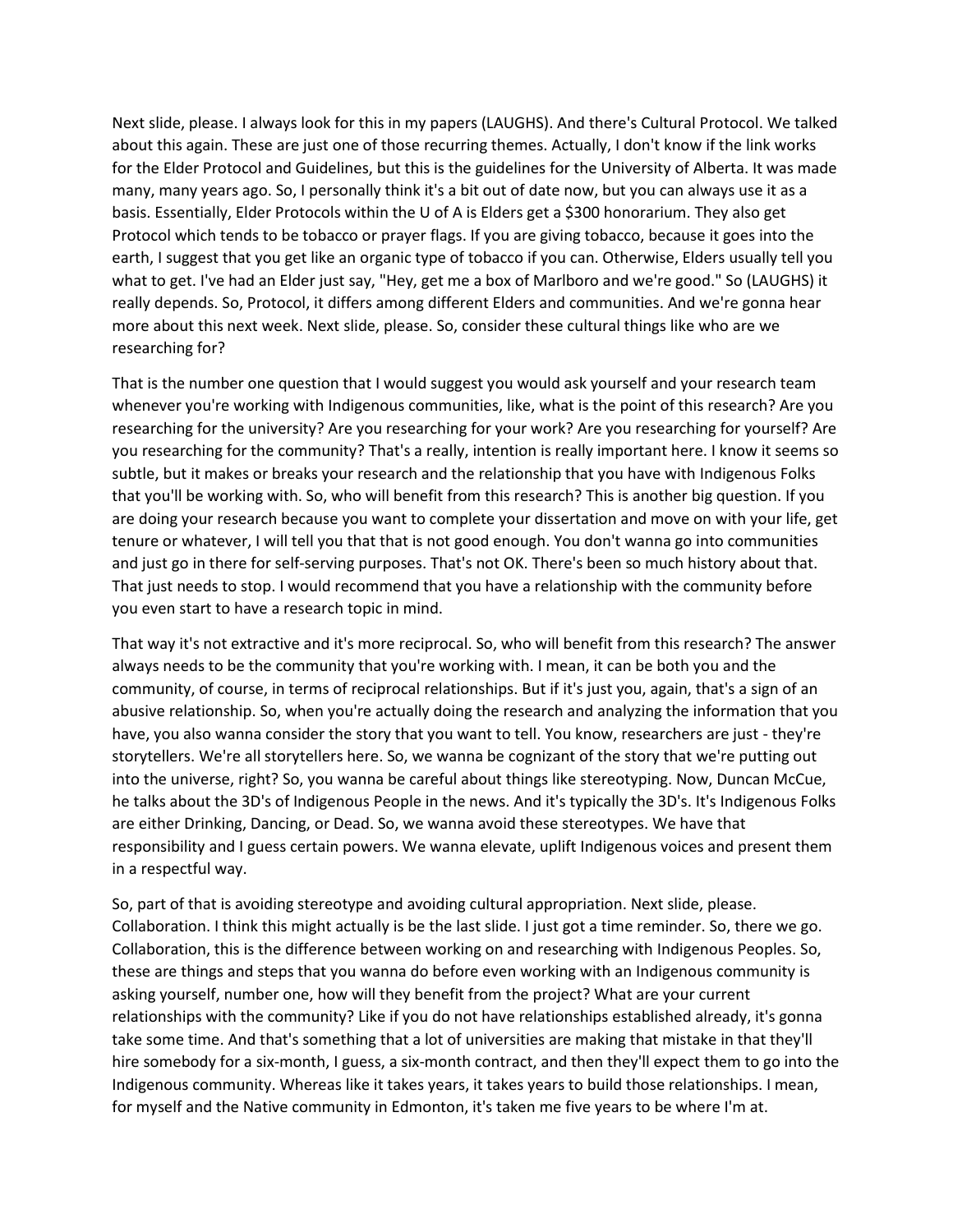Next slide, please. I always look for this in my papers (LAUGHS). And there's Cultural Protocol. We talked about this again. These are just one of those recurring themes. Actually, I don't know if the link works for the Elder Protocol and Guidelines, but this is the guidelines for the University of Alberta. It was made many, many years ago. So, I personally think it's a bit out of date now, but you can always use it as a basis. Essentially, Elder Protocols within the U of A is Elders get a $300 honorarium. They also get Protocol which tends to be tobacco or prayer flags. If you are giving tobacco, because it goes into the earth, I suggest that you get like an organic type of tobacco if you can. Otherwise, Elders usually tell you what to get. I've had an Elder just say, "Hey, get me a box of Marlboro and we're good." So (LAUGHS) it really depends. So, Protocol, it differs among different Elders and communities. And we're gonna hear more about this next week. Next slide, please. So, consider these cultural things like who are we researching for?

That is the number one question that I would suggest you would ask yourself and your research team whenever you're working with Indigenous communities, like, what is the point of this research? Are you researching for the university? Are you researching for your work? Are you researching for yourself? Are you researching for the community? That's a really, intention is really important here. I know it seems so subtle, but it makes or breaks your research and the relationship that you have with Indigenous Folks that you'll be working with. So, who will benefit from this research? This is another big question. If you are doing your research because you want to complete your dissertation and move on with your life, get tenure or whatever, I will tell you that that is not good enough. You don't wanna go into communities and just go in there for self-serving purposes. That's not OK. There's been so much history about that. That just needs to stop. I would recommend that you have a relationship with the community before you even start to have a research topic in mind.

That way it's not extractive and it's more reciprocal. So, who will benefit from this research? The answer always needs to be the community that you're working with. I mean, it can be both you and the community, of course, in terms of reciprocal relationships. But if it's just you, again, that's a sign of an abusive relationship. So, when you're actually doing the research and analyzing the information that you have, you also wanna consider the story that you want to tell. You know, researchers are just - they're storytellers. We're all storytellers here. So, we wanna be cognizant of the story that we're putting out into the universe, right? So, you wanna be careful about things like stereotyping. Now, Duncan McCue, he talks about the 3D's of Indigenous People in the news. And it's typically the 3D's. It's Indigenous Folks are either Drinking, Dancing, or Dead. So, we wanna avoid these stereotypes. We have that responsibility and I guess certain powers. We wanna elevate, uplift Indigenous voices and present them in a respectful way.

So, part of that is avoiding stereotype and avoiding cultural appropriation. Next slide, please. Collaboration. I think this might actually is be the last slide. I just got a time reminder. So, there we go. Collaboration, this is the difference between working on and researching with Indigenous Peoples. So, these are things and steps that you wanna do before even working with an Indigenous community is asking yourself, number one, how will they benefit from the project? What are your current relationships with the community? Like if you do not have relationships established already, it's gonna take some time. And that's something that a lot of universities are making that mistake in that they'll hire somebody for a six-month, I guess, a six-month contract, and then they'll expect them to go into the Indigenous community. Whereas like it takes years, it takes years to build those relationships. I mean, for myself and the Native community in Edmonton, it's taken me five years to be where I'm at.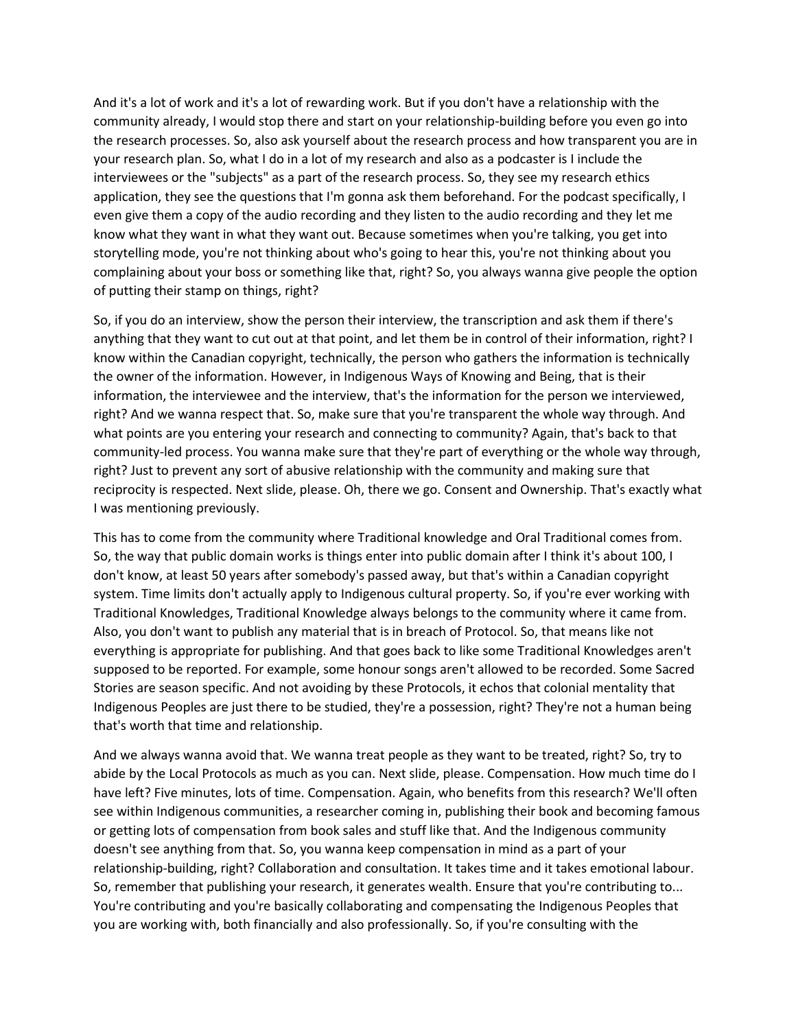And it's a lot of work and it's a lot of rewarding work. But if you don't have a relationship with the community already, I would stop there and start on your relationship-building before you even go into the research processes. So, also ask yourself about the research process and how transparent you are in your research plan. So, what I do in a lot of my research and also as a podcaster is I include the interviewees or the "subjects" as a part of the research process. So, they see my research ethics application, they see the questions that I'm gonna ask them beforehand. For the podcast specifically, I even give them a copy of the audio recording and they listen to the audio recording and they let me know what they want in what they want out. Because sometimes when you're talking, you get into storytelling mode, you're not thinking about who's going to hear this, you're not thinking about you complaining about your boss or something like that, right? So, you always wanna give people the option of putting their stamp on things, right?

So, if you do an interview, show the person their interview, the transcription and ask them if there's anything that they want to cut out at that point, and let them be in control of their information, right? I know within the Canadian copyright, technically, the person who gathers the information is technically the owner of the information. However, in Indigenous Ways of Knowing and Being, that is their information, the interviewee and the interview, that's the information for the person we interviewed, right? And we wanna respect that. So, make sure that you're transparent the whole way through. And what points are you entering your research and connecting to community? Again, that's back to that community-led process. You wanna make sure that they're part of everything or the whole way through, right? Just to prevent any sort of abusive relationship with the community and making sure that reciprocity is respected. Next slide, please. Oh, there we go. Consent and Ownership. That's exactly what I was mentioning previously.

This has to come from the community where Traditional knowledge and Oral Traditional comes from. So, the way that public domain works is things enter into public domain after I think it's about 100, I don't know, at least 50 years after somebody's passed away, but that's within a Canadian copyright system. Time limits don't actually apply to Indigenous cultural property. So, if you're ever working with Traditional Knowledges, Traditional Knowledge always belongs to the community where it came from. Also, you don't want to publish any material that is in breach of Protocol. So, that means like not everything is appropriate for publishing. And that goes back to like some Traditional Knowledges aren't supposed to be reported. For example, some honour songs aren't allowed to be recorded. Some Sacred Stories are season specific. And not avoiding by these Protocols, it echos that colonial mentality that Indigenous Peoples are just there to be studied, they're a possession, right? They're not a human being that's worth that time and relationship.

And we always wanna avoid that. We wanna treat people as they want to be treated, right? So, try to abide by the Local Protocols as much as you can. Next slide, please. Compensation. How much time do I have left? Five minutes, lots of time. Compensation. Again, who benefits from this research? We'll often see within Indigenous communities, a researcher coming in, publishing their book and becoming famous or getting lots of compensation from book sales and stuff like that. And the Indigenous community doesn't see anything from that. So, you wanna keep compensation in mind as a part of your relationship-building, right? Collaboration and consultation. It takes time and it takes emotional labour. So, remember that publishing your research, it generates wealth. Ensure that you're contributing to... You're contributing and you're basically collaborating and compensating the Indigenous Peoples that you are working with, both financially and also professionally. So, if you're consulting with the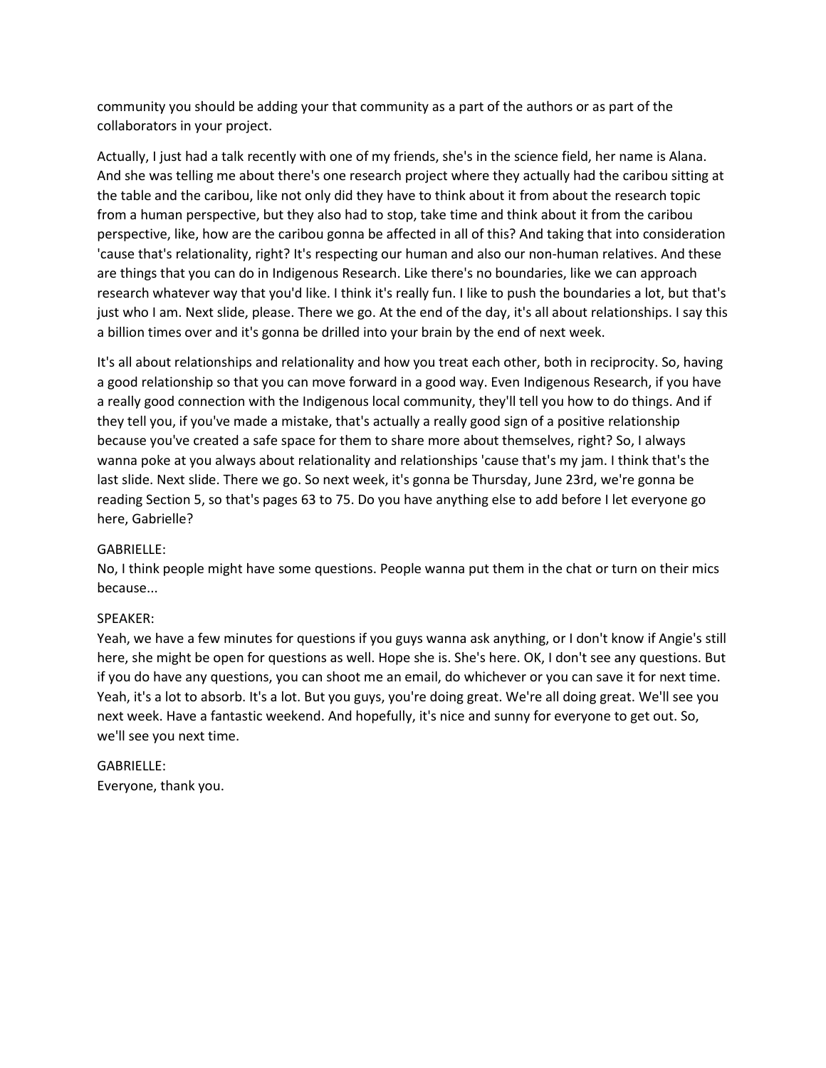community you should be adding your that community as a part of the authors or as part of the collaborators in your project.

Actually, I just had a talk recently with one of my friends, she's in the science field, her name is Alana. And she was telling me about there's one research project where they actually had the caribou sitting at the table and the caribou, like not only did they have to think about it from about the research topic from a human perspective, but they also had to stop, take time and think about it from the caribou perspective, like, how are the caribou gonna be affected in all of this? And taking that into consideration 'cause that's relationality, right? It's respecting our human and also our non-human relatives. And these are things that you can do in Indigenous Research. Like there's no boundaries, like we can approach research whatever way that you'd like. I think it's really fun. I like to push the boundaries a lot, but that's just who I am. Next slide, please. There we go. At the end of the day, it's all about relationships. I say this a billion times over and it's gonna be drilled into your brain by the end of next week.

It's all about relationships and relationality and how you treat each other, both in reciprocity. So, having a good relationship so that you can move forward in a good way. Even Indigenous Research, if you have a really good connection with the Indigenous local community, they'll tell you how to do things. And if they tell you, if you've made a mistake, that's actually a really good sign of a positive relationship because you've created a safe space for them to share more about themselves, right? So, I always wanna poke at you always about relationality and relationships 'cause that's my jam. I think that's the last slide. Next slide. There we go. So next week, it's gonna be Thursday, June 23rd, we're gonna be reading Section 5, so that's pages 63 to 75. Do you have anything else to add before I let everyone go here, Gabrielle?

GABRIELLE:
No, I think people might have some questions. People wanna put them in the chat or turn on their mics because...

SPEAKER:
Yeah, we have a few minutes for questions if you guys wanna ask anything, or I don't know if Angie's still here, she might be open for questions as well. Hope she is. She's here. OK, I don't see any questions. But if you do have any questions, you can shoot me an email, do whichever or you can save it for next time. Yeah, it's a lot to absorb. It's a lot. But you guys, you're doing great. We're all doing great. We'll see you next week. Have a fantastic weekend. And hopefully, it's nice and sunny for everyone to get out. So, we'll see you next time.

GABRIELLE:
Everyone, thank you.